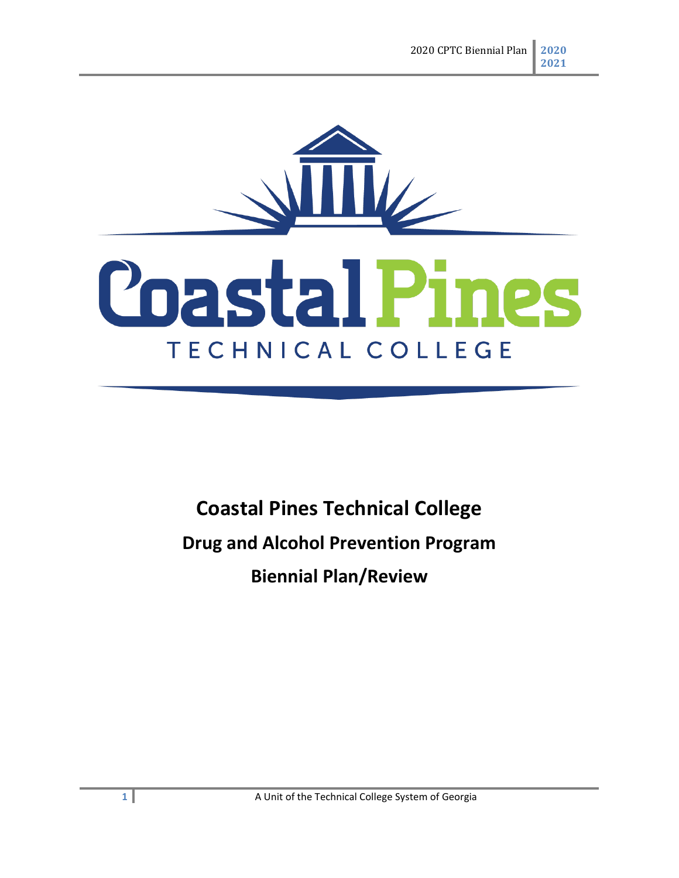# Coastal Pines Technical College

## Drug and Alcohol Prevention Program

## Biennial Plan/Review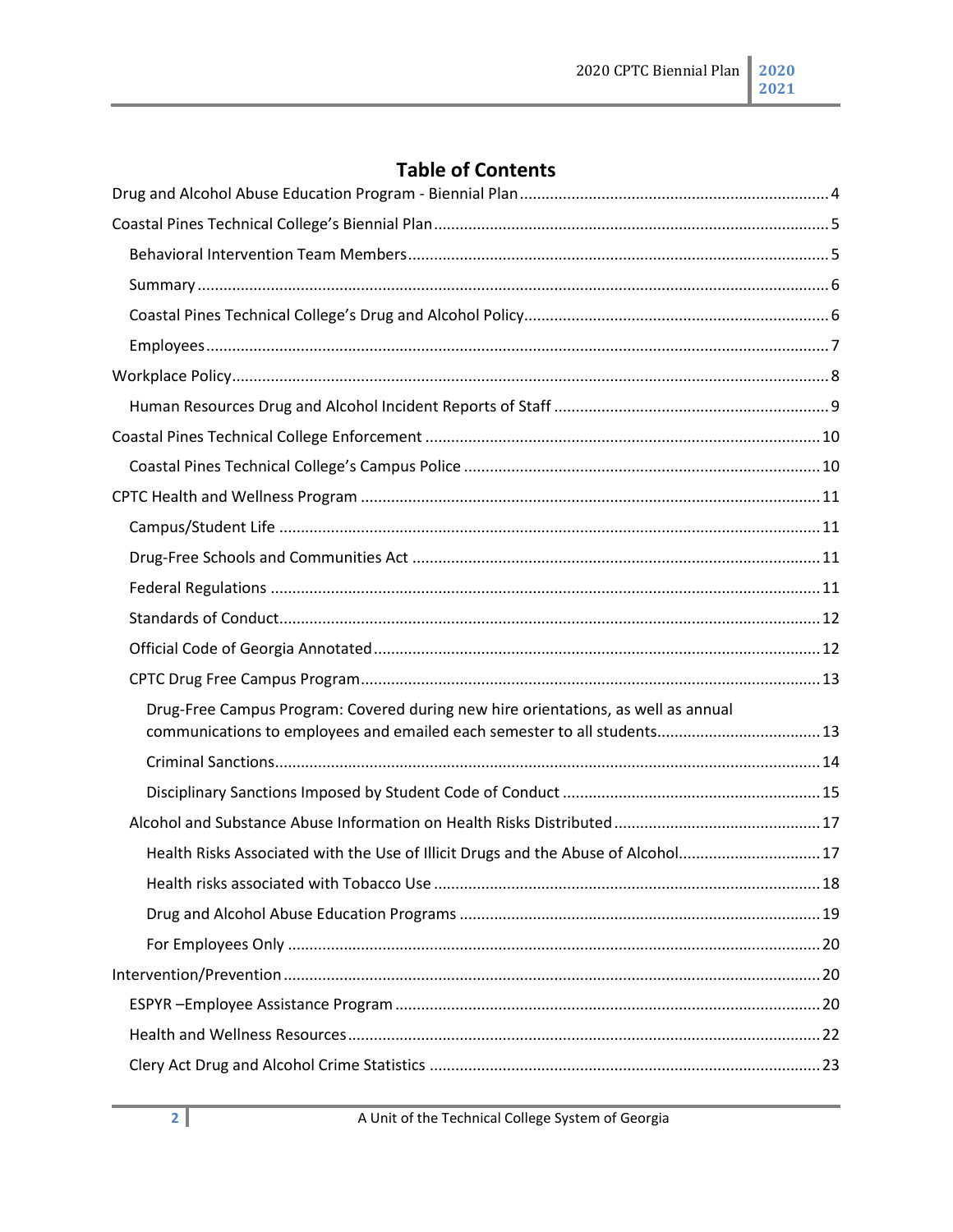# Table of Contents

- Drug and Alcohol Abuse Education Program - Biennial Plan .......... 4
- Coastal Pines Technical College's Biennial Plan .......... 5
  - Behavioral Intervention Team Members .......... 5
  - Summary .......... 6
  - Coastal Pines Technical College's Drug and Alcohol Policy .......... 6
  - Employees .......... 7
- Workplace Policy .......... 8
  - Human Resources Drug and Alcohol Incident Reports of Staff .......... 9
- Coastal Pines Technical College Enforcement .......... 10
  - Coastal Pines Technical College's Campus Police .......... 10
- CPTC Health and Wellness Program .......... 11
  - Campus/Student Life .......... 11
  - Drug-Free Schools and Communities Act .......... 11
  - Federal Regulations .......... 11
  - Standards of Conduct .......... 12
  - Official Code of Georgia Annotated .......... 12
  - CPTC Drug Free Campus Program .......... 13
    - Drug-Free Campus Program: Covered during new hire orientations, as well as annual communications to employees and emailed each semester to all students .......... 13
    - Criminal Sanctions .......... 14
    - Disciplinary Sanctions Imposed by Student Code of Conduct .......... 15
  - Alcohol and Substance Abuse Information on Health Risks Distributed .......... 17
    - Health Risks Associated with the Use of Illicit Drugs and the Abuse of Alcohol .......... 17
    - Health risks associated with Tobacco Use .......... 18
    - Drug and Alcohol Abuse Education Programs .......... 19
    - For Employees Only .......... 20
- Intervention/Prevention .......... 20
  - ESPYR –Employee Assistance Program .......... 20
  - Health and Wellness Resources .......... 22
  - Clery Act Drug and Alcohol Crime Statistics .......... 23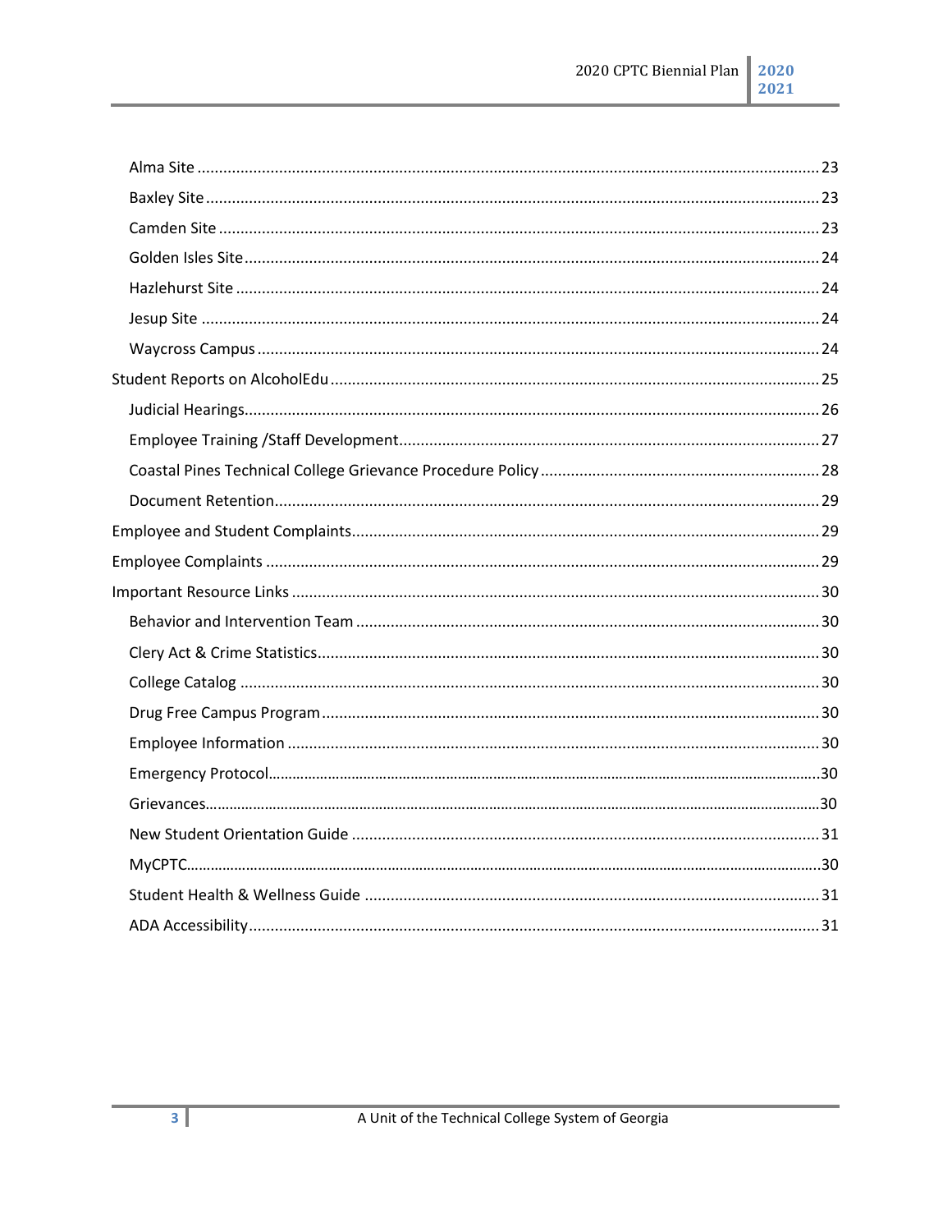Alma Site ..... 23

Baxley Site ..... 23

Camden Site ..... 23

Golden Isles Site ..... 24

Hazlehurst Site ..... 24

Jesup Site ..... 24

Waycross Campus ..... 24

Student Reports on AlcoholEdu ..... 25

Judicial Hearings ..... 26

Employee Training /Staff Development ..... 27

Coastal Pines Technical College Grievance Procedure Policy ..... 28

Document Retention ..... 29

Employee and Student Complaints ..... 29

Employee Complaints ..... 29

Important Resource Links ..... 30

Behavior and Intervention Team ..... 30

Clery Act & Crime Statistics ..... 30

College Catalog ..... 30

Drug Free Campus Program ..... 30

Employee Information ..... 30

Emergency Protocol ..... 30

Grievances ..... 30

New Student Orientation Guide ..... 31

MyCPTC ..... 30

Student Health & Wellness Guide ..... 31

ADA Accessibility ..... 31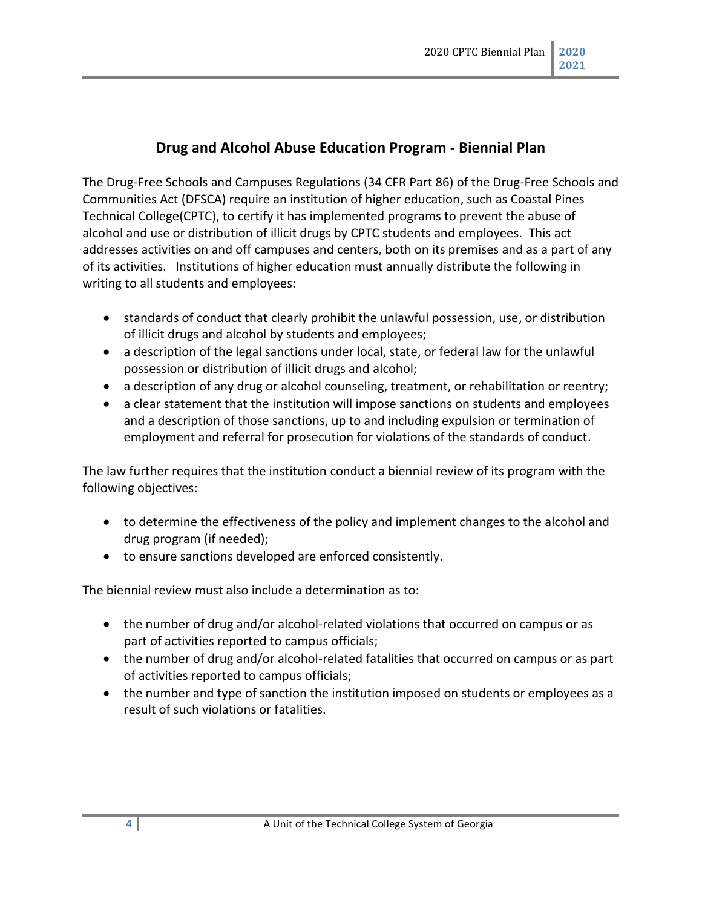## Drug and Alcohol Abuse Education Program - Biennial Plan

The Drug-Free Schools and Campuses Regulations (34 CFR Part 86) of the Drug-Free Schools and Communities Act (DFSCA) require an institution of higher education, such as Coastal Pines Technical College(CPTC), to certify it has implemented programs to prevent the abuse of alcohol and use or distribution of illicit drugs by CPTC students and employees. This act addresses activities on and off campuses and centers, both on its premises and as a part of any of its activities. Institutions of higher education must annually distribute the following in writing to all students and employees:

- standards of conduct that clearly prohibit the unlawful possession, use, or distribution of illicit drugs and alcohol by students and employees;
- a description of the legal sanctions under local, state, or federal law for the unlawful possession or distribution of illicit drugs and alcohol;
- a description of any drug or alcohol counseling, treatment, or rehabilitation or reentry;
- a clear statement that the institution will impose sanctions on students and employees and a description of those sanctions, up to and including expulsion or termination of employment and referral for prosecution for violations of the standards of conduct.

The law further requires that the institution conduct a biennial review of its program with the following objectives:

- to determine the effectiveness of the policy and implement changes to the alcohol and drug program (if needed);
- to ensure sanctions developed are enforced consistently.

The biennial review must also include a determination as to:

- the number of drug and/or alcohol-related violations that occurred on campus or as part of activities reported to campus officials;
- the number of drug and/or alcohol-related fatalities that occurred on campus or as part of activities reported to campus officials;
- the number and type of sanction the institution imposed on students or employees as a result of such violations or fatalities.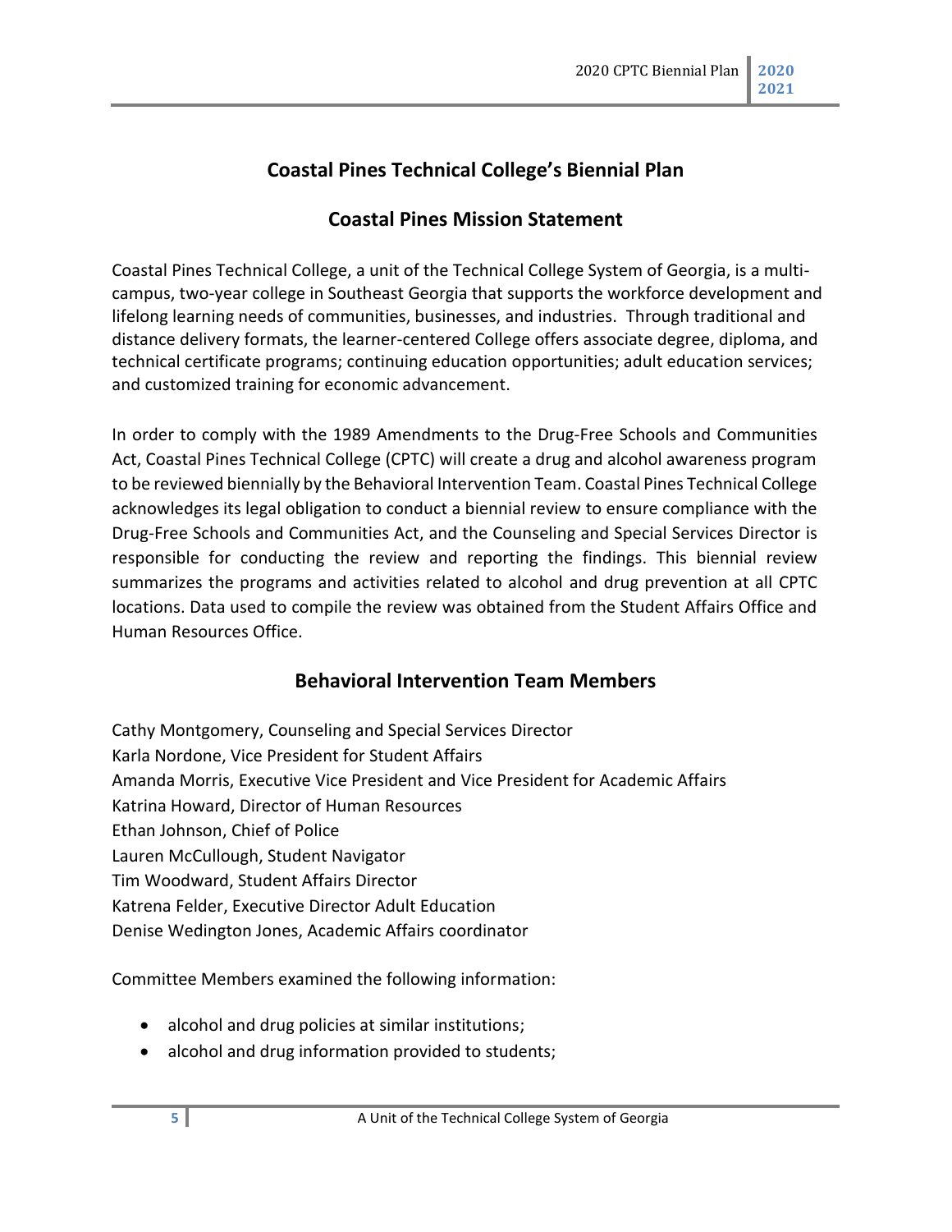## Coastal Pines Technical College's Biennial Plan

## Coastal Pines Mission Statement

Coastal Pines Technical College, a unit of the Technical College System of Georgia, is a multi-campus, two-year college in Southeast Georgia that supports the workforce development and lifelong learning needs of communities, businesses, and industries. Through traditional and distance delivery formats, the learner-centered College offers associate degree, diploma, and technical certificate programs; continuing education opportunities; adult education services; and customized training for economic advancement.

In order to comply with the 1989 Amendments to the Drug-Free Schools and Communities Act, Coastal Pines Technical College (CPTC) will create a drug and alcohol awareness program to be reviewed biennially by the Behavioral Intervention Team. Coastal Pines Technical College acknowledges its legal obligation to conduct a biennial review to ensure compliance with the Drug-Free Schools and Communities Act, and the Counseling and Special Services Director is responsible for conducting the review and reporting the findings. This biennial review summarizes the programs and activities related to alcohol and drug prevention at all CPTC locations. Data used to compile the review was obtained from the Student Affairs Office and Human Resources Office.

## Behavioral Intervention Team Members

Cathy Montgomery, Counseling and Special Services Director
Karla Nordone, Vice President for Student Affairs
Amanda Morris, Executive Vice President and Vice President for Academic Affairs
Katrina Howard, Director of Human Resources
Ethan Johnson, Chief of Police
Lauren McCullough, Student Navigator
Tim Woodward, Student Affairs Director
Katrena Felder, Executive Director Adult Education
Denise Wedington Jones, Academic Affairs coordinator

Committee Members examined the following information:

- alcohol and drug policies at similar institutions;
- alcohol and drug information provided to students;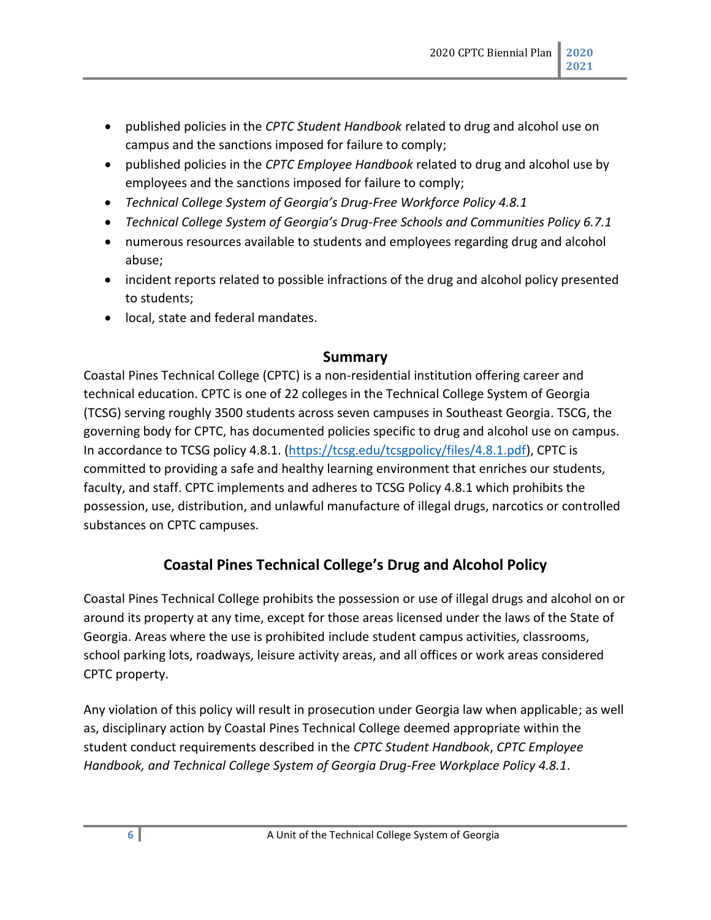- published policies in the *CPTC Student Handbook* related to drug and alcohol use on campus and the sanctions imposed for failure to comply;
- published policies in the *CPTC Employee Handbook* related to drug and alcohol use by employees and the sanctions imposed for failure to comply;
- *Technical College System of Georgia's Drug-Free Workforce Policy 4.8.1*
- *Technical College System of Georgia's Drug-Free Schools and Communities Policy 6.7.1*
- numerous resources available to students and employees regarding drug and alcohol abuse;
- incident reports related to possible infractions of the drug and alcohol policy presented to students;
- local, state and federal mandates.

## Summary

Coastal Pines Technical College (CPTC) is a non-residential institution offering career and technical education. CPTC is one of 22 colleges in the Technical College System of Georgia (TCSG) serving roughly 3500 students across seven campuses in Southeast Georgia. TSCG, the governing body for CPTC, has documented policies specific to drug and alcohol use on campus. In accordance to TCSG policy 4.8.1. (https://tcsg.edu/tcsgpolicy/files/4.8.1.pdf), CPTC is committed to providing a safe and healthy learning environment that enriches our students, faculty, and staff. CPTC implements and adheres to TCSG Policy 4.8.1 which prohibits the possession, use, distribution, and unlawful manufacture of illegal drugs, narcotics or controlled substances on CPTC campuses.

## Coastal Pines Technical College's Drug and Alcohol Policy

Coastal Pines Technical College prohibits the possession or use of illegal drugs and alcohol on or around its property at any time, except for those areas licensed under the laws of the State of Georgia. Areas where the use is prohibited include student campus activities, classrooms, school parking lots, roadways, leisure activity areas, and all offices or work areas considered CPTC property.

Any violation of this policy will result in prosecution under Georgia law when applicable; as well as, disciplinary action by Coastal Pines Technical College deemed appropriate within the student conduct requirements described in the *CPTC Student Handbook*, *CPTC Employee Handbook, and Technical College System of Georgia Drug-Free Workplace Policy 4.8.1*.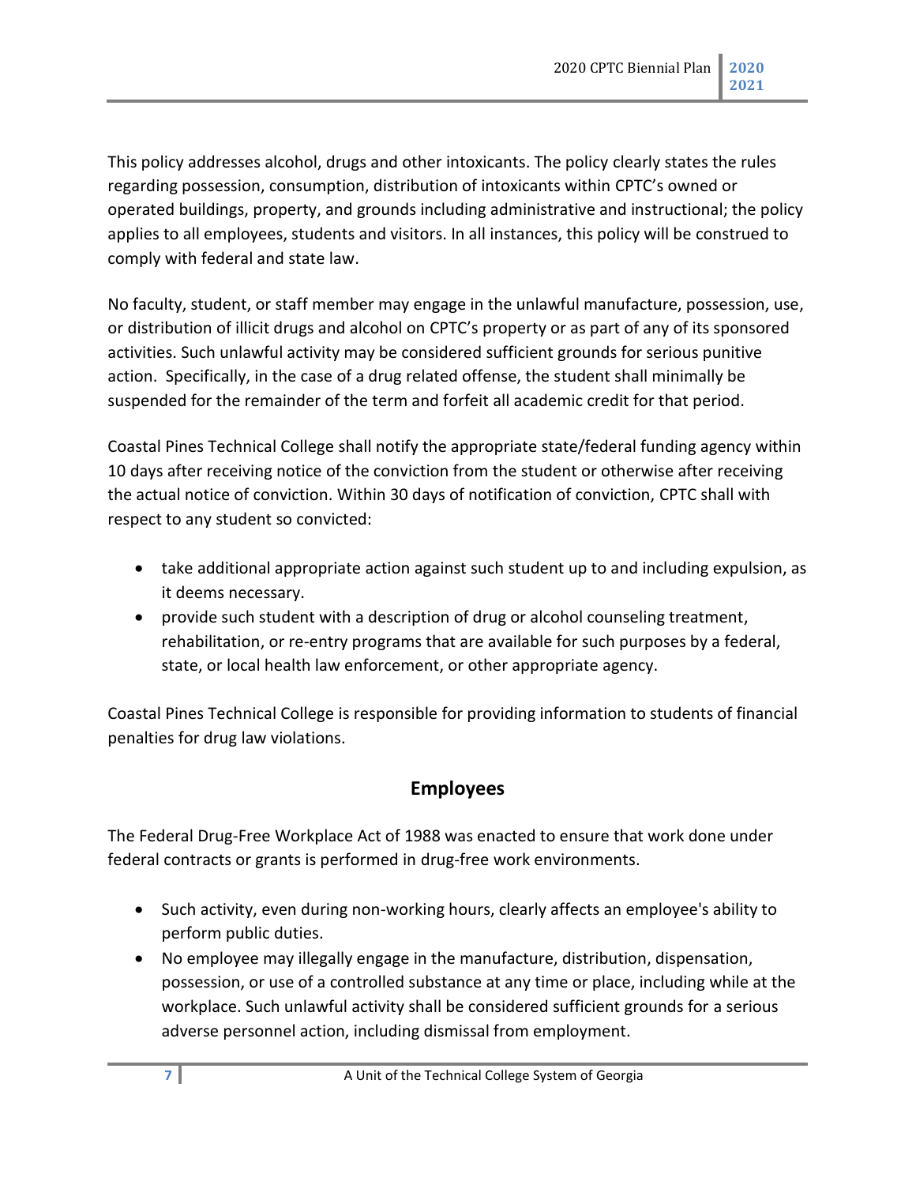This policy addresses alcohol, drugs and other intoxicants. The policy clearly states the rules regarding possession, consumption, distribution of intoxicants within CPTC's owned or operated buildings, property, and grounds including administrative and instructional; the policy applies to all employees, students and visitors. In all instances, this policy will be construed to comply with federal and state law.

No faculty, student, or staff member may engage in the unlawful manufacture, possession, use, or distribution of illicit drugs and alcohol on CPTC's property or as part of any of its sponsored activities. Such unlawful activity may be considered sufficient grounds for serious punitive action. Specifically, in the case of a drug related offense, the student shall minimally be suspended for the remainder of the term and forfeit all academic credit for that period.

Coastal Pines Technical College shall notify the appropriate state/federal funding agency within 10 days after receiving notice of the conviction from the student or otherwise after receiving the actual notice of conviction. Within 30 days of notification of conviction, CPTC shall with respect to any student so convicted:

- take additional appropriate action against such student up to and including expulsion, as it deems necessary.
- provide such student with a description of drug or alcohol counseling treatment, rehabilitation, or re-entry programs that are available for such purposes by a federal, state, or local health law enforcement, or other appropriate agency.

Coastal Pines Technical College is responsible for providing information to students of financial penalties for drug law violations.

## Employees

The Federal Drug-Free Workplace Act of 1988 was enacted to ensure that work done under federal contracts or grants is performed in drug-free work environments.

- Such activity, even during non-working hours, clearly affects an employee's ability to perform public duties.
- No employee may illegally engage in the manufacture, distribution, dispensation, possession, or use of a controlled substance at any time or place, including while at the workplace. Such unlawful activity shall be considered sufficient grounds for a serious adverse personnel action, including dismissal from employment.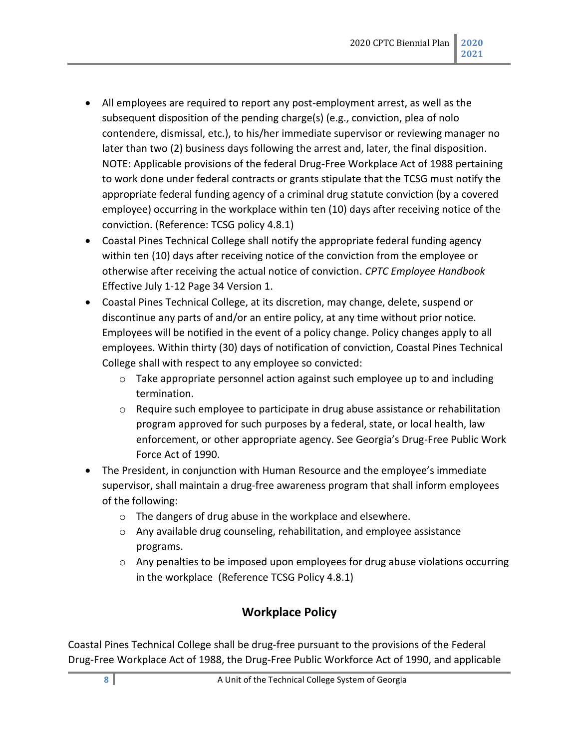- All employees are required to report any post-employment arrest, as well as the subsequent disposition of the pending charge(s) (e.g., conviction, plea of nolo contendere, dismissal, etc.), to his/her immediate supervisor or reviewing manager no later than two (2) business days following the arrest and, later, the final disposition. NOTE: Applicable provisions of the federal Drug-Free Workplace Act of 1988 pertaining to work done under federal contracts or grants stipulate that the TCSG must notify the appropriate federal funding agency of a criminal drug statute conviction (by a covered employee) occurring in the workplace within ten (10) days after receiving notice of the conviction. (Reference: TCSG policy 4.8.1)
- Coastal Pines Technical College shall notify the appropriate federal funding agency within ten (10) days after receiving notice of the conviction from the employee or otherwise after receiving the actual notice of conviction. *CPTC Employee Handbook* Effective July 1-12 Page 34 Version 1.
- Coastal Pines Technical College, at its discretion, may change, delete, suspend or discontinue any parts of and/or an entire policy, at any time without prior notice. Employees will be notified in the event of a policy change. Policy changes apply to all employees. Within thirty (30) days of notification of conviction, Coastal Pines Technical College shall with respect to any employee so convicted:
  - Take appropriate personnel action against such employee up to and including termination.
  - Require such employee to participate in drug abuse assistance or rehabilitation program approved for such purposes by a federal, state, or local health, law enforcement, or other appropriate agency. See Georgia's Drug-Free Public Work Force Act of 1990.
- The President, in conjunction with Human Resource and the employee's immediate supervisor, shall maintain a drug-free awareness program that shall inform employees of the following:
  - The dangers of drug abuse in the workplace and elsewhere.
  - Any available drug counseling, rehabilitation, and employee assistance programs.
  - Any penalties to be imposed upon employees for drug abuse violations occurring in the workplace (Reference TCSG Policy 4.8.1)

## Workplace Policy

Coastal Pines Technical College shall be drug-free pursuant to the provisions of the Federal Drug-Free Workplace Act of 1988, the Drug-Free Public Workforce Act of 1990, and applicable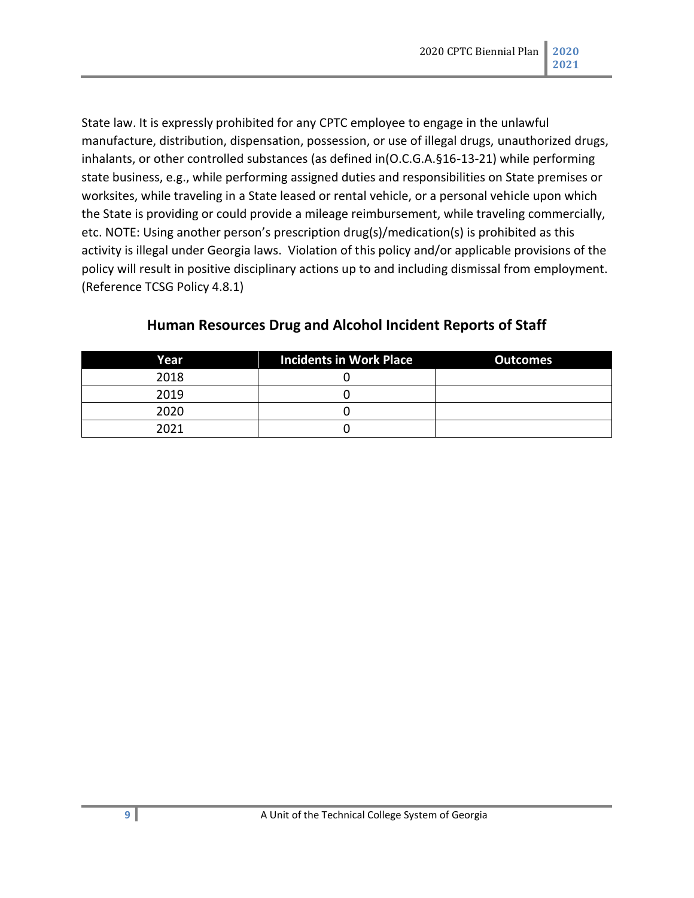State law. It is expressly prohibited for any CPTC employee to engage in the unlawful manufacture, distribution, dispensation, possession, or use of illegal drugs, unauthorized drugs, inhalants, or other controlled substances (as defined in(O.C.G.A.§16-13-21) while performing state business, e.g., while performing assigned duties and responsibilities on State premises or worksites, while traveling in a State leased or rental vehicle, or a personal vehicle upon which the State is providing or could provide a mileage reimbursement, while traveling commercially, etc. NOTE: Using another person's prescription drug(s)/medication(s) is prohibited as this activity is illegal under Georgia laws. Violation of this policy and/or applicable provisions of the policy will result in positive disciplinary actions up to and including dismissal from employment. (Reference TCSG Policy 4.8.1)

## Human Resources Drug and Alcohol Incident Reports of Staff

| Year | Incidents in Work Place | Outcomes |
|---|---|---|
| 2018 | 0 | |
| 2019 | 0 | |
| 2020 | 0 | |
| 2021 | 0 | |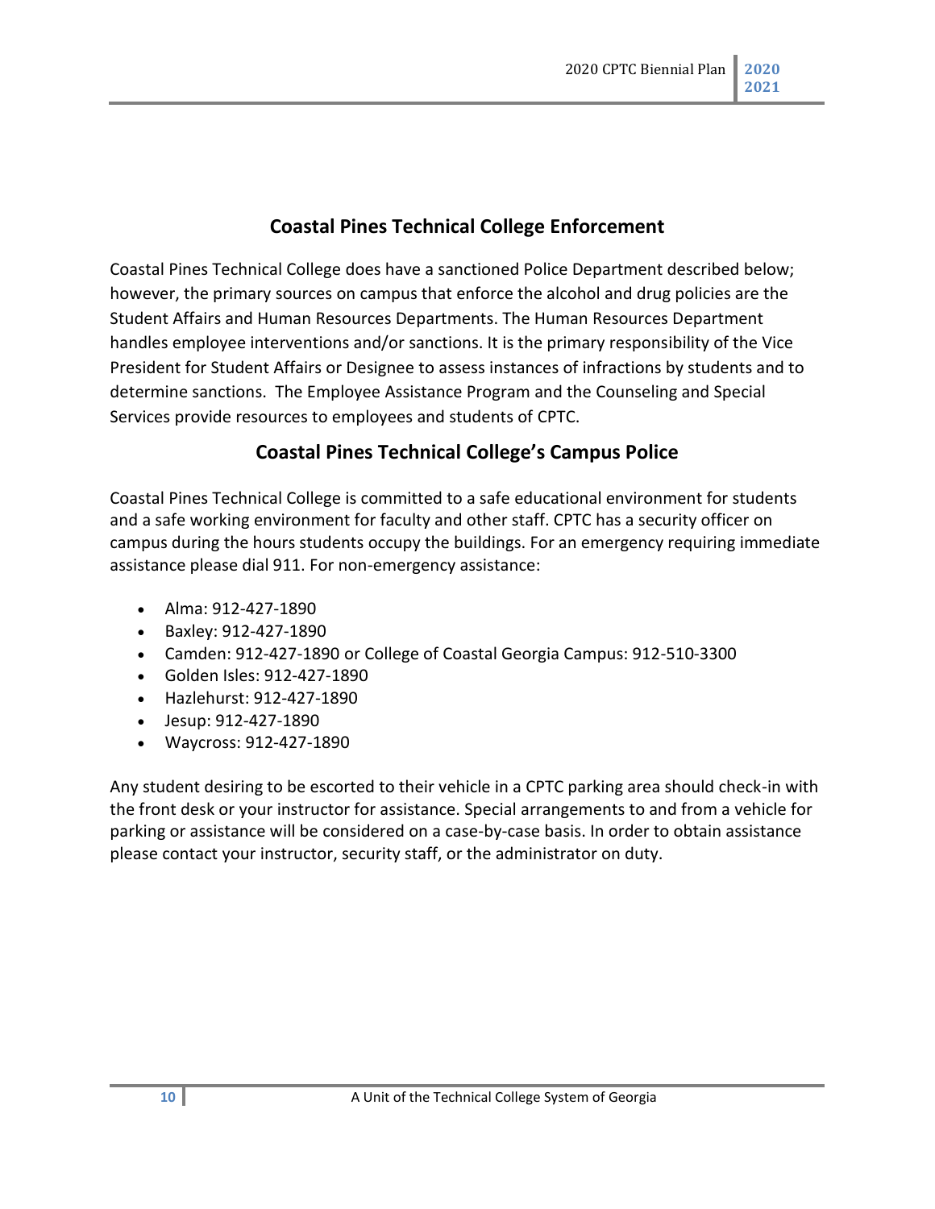## Coastal Pines Technical College Enforcement

Coastal Pines Technical College does have a sanctioned Police Department described below; however, the primary sources on campus that enforce the alcohol and drug policies are the Student Affairs and Human Resources Departments. The Human Resources Department handles employee interventions and/or sanctions. It is the primary responsibility of the Vice President for Student Affairs or Designee to assess instances of infractions by students and to determine sanctions. The Employee Assistance Program and the Counseling and Special Services provide resources to employees and students of CPTC.

## Coastal Pines Technical College's Campus Police

Coastal Pines Technical College is committed to a safe educational environment for students and a safe working environment for faculty and other staff. CPTC has a security officer on campus during the hours students occupy the buildings. For an emergency requiring immediate assistance please dial 911. For non-emergency assistance:

- Alma: 912-427-1890
- Baxley: 912-427-1890
- Camden: 912-427-1890 or College of Coastal Georgia Campus: 912-510-3300
- Golden Isles: 912-427-1890
- Hazlehurst: 912-427-1890
- Jesup: 912-427-1890
- Waycross: 912-427-1890

Any student desiring to be escorted to their vehicle in a CPTC parking area should check-in with the front desk or your instructor for assistance. Special arrangements to and from a vehicle for parking or assistance will be considered on a case-by-case basis. In order to obtain assistance please contact your instructor, security staff, or the administrator on duty.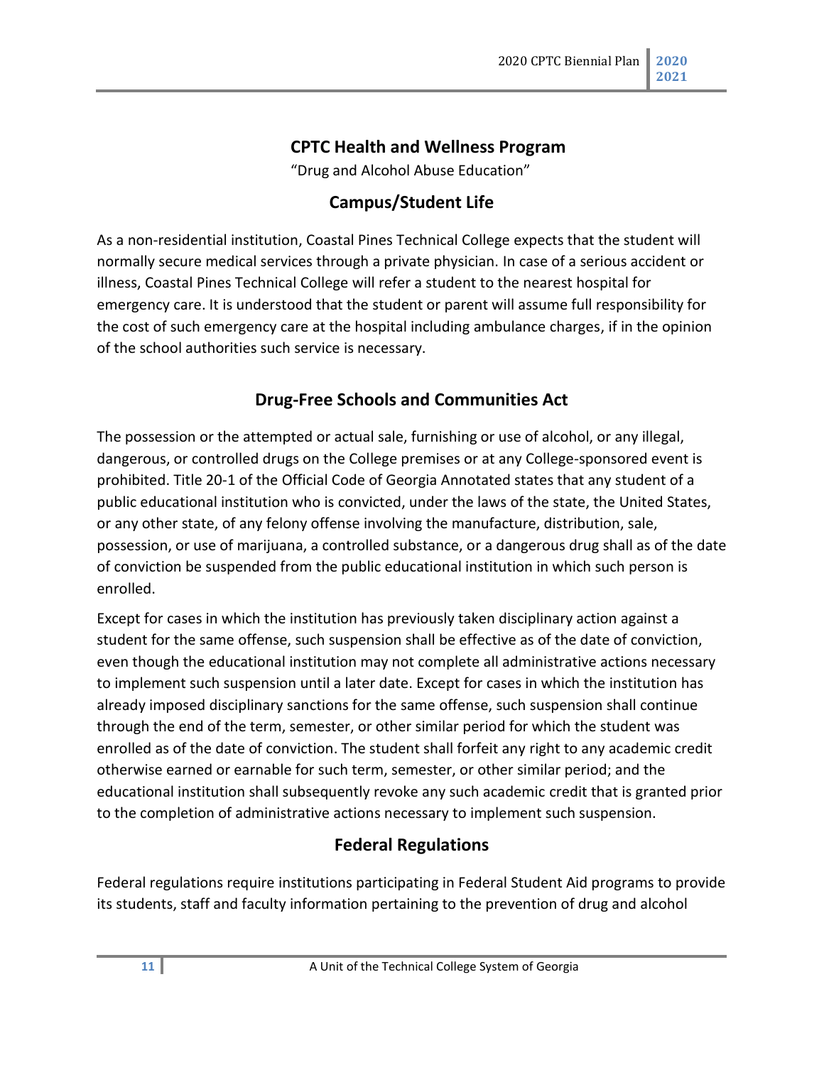## CPTC Health and Wellness Program

"Drug and Alcohol Abuse Education"

## Campus/Student Life

As a non-residential institution, Coastal Pines Technical College expects that the student will normally secure medical services through a private physician. In case of a serious accident or illness, Coastal Pines Technical College will refer a student to the nearest hospital for emergency care. It is understood that the student or parent will assume full responsibility for the cost of such emergency care at the hospital including ambulance charges, if in the opinion of the school authorities such service is necessary.

## Drug-Free Schools and Communities Act

The possession or the attempted or actual sale, furnishing or use of alcohol, or any illegal, dangerous, or controlled drugs on the College premises or at any College-sponsored event is prohibited. Title 20-1 of the Official Code of Georgia Annotated states that any student of a public educational institution who is convicted, under the laws of the state, the United States, or any other state, of any felony offense involving the manufacture, distribution, sale, possession, or use of marijuana, a controlled substance, or a dangerous drug shall as of the date of conviction be suspended from the public educational institution in which such person is enrolled.

Except for cases in which the institution has previously taken disciplinary action against a student for the same offense, such suspension shall be effective as of the date of conviction, even though the educational institution may not complete all administrative actions necessary to implement such suspension until a later date. Except for cases in which the institution has already imposed disciplinary sanctions for the same offense, such suspension shall continue through the end of the term, semester, or other similar period for which the student was enrolled as of the date of conviction. The student shall forfeit any right to any academic credit otherwise earned or earnable for such term, semester, or other similar period; and the educational institution shall subsequently revoke any such academic credit that is granted prior to the completion of administrative actions necessary to implement such suspension.

## Federal Regulations

Federal regulations require institutions participating in Federal Student Aid programs to provide its students, staff and faculty information pertaining to the prevention of drug and alcohol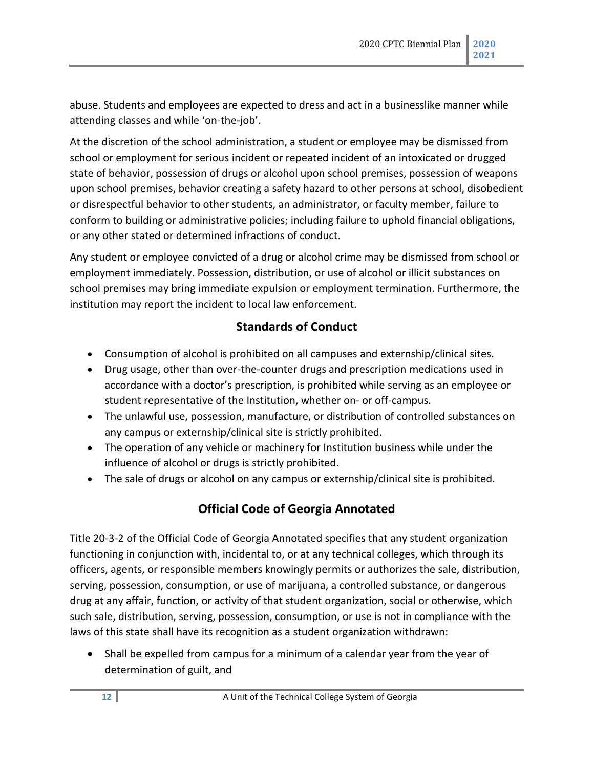abuse. Students and employees are expected to dress and act in a businesslike manner while attending classes and while 'on-the-job'.

At the discretion of the school administration, a student or employee may be dismissed from school or employment for serious incident or repeated incident of an intoxicated or drugged state of behavior, possession of drugs or alcohol upon school premises, possession of weapons upon school premises, behavior creating a safety hazard to other persons at school, disobedient or disrespectful behavior to other students, an administrator, or faculty member, failure to conform to building or administrative policies; including failure to uphold financial obligations, or any other stated or determined infractions of conduct.

Any student or employee convicted of a drug or alcohol crime may be dismissed from school or employment immediately. Possession, distribution, or use of alcohol or illicit substances on school premises may bring immediate expulsion or employment termination. Furthermore, the institution may report the incident to local law enforcement.

## Standards of Conduct

- Consumption of alcohol is prohibited on all campuses and externship/clinical sites.
- Drug usage, other than over-the-counter drugs and prescription medications used in accordance with a doctor's prescription, is prohibited while serving as an employee or student representative of the Institution, whether on- or off-campus.
- The unlawful use, possession, manufacture, or distribution of controlled substances on any campus or externship/clinical site is strictly prohibited.
- The operation of any vehicle or machinery for Institution business while under the influence of alcohol or drugs is strictly prohibited.
- The sale of drugs or alcohol on any campus or externship/clinical site is prohibited.

## Official Code of Georgia Annotated

Title 20-3-2 of the Official Code of Georgia Annotated specifies that any student organization functioning in conjunction with, incidental to, or at any technical colleges, which through its officers, agents, or responsible members knowingly permits or authorizes the sale, distribution, serving, possession, consumption, or use of marijuana, a controlled substance, or dangerous drug at any affair, function, or activity of that student organization, social or otherwise, which such sale, distribution, serving, possession, consumption, or use is not in compliance with the laws of this state shall have its recognition as a student organization withdrawn:

- Shall be expelled from campus for a minimum of a calendar year from the year of determination of guilt, and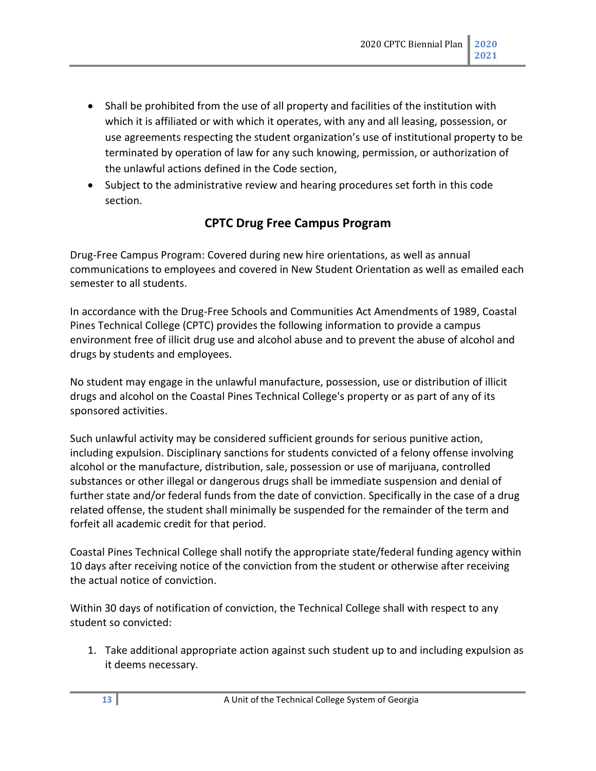- Shall be prohibited from the use of all property and facilities of the institution with which it is affiliated or with which it operates, with any and all leasing, possession, or use agreements respecting the student organization's use of institutional property to be terminated by operation of law for any such knowing, permission, or authorization of the unlawful actions defined in the Code section,
- Subject to the administrative review and hearing procedures set forth in this code section.

## CPTC Drug Free Campus Program

Drug-Free Campus Program: Covered during new hire orientations, as well as annual communications to employees and covered in New Student Orientation as well as emailed each semester to all students.

In accordance with the Drug-Free Schools and Communities Act Amendments of 1989, Coastal Pines Technical College (CPTC) provides the following information to provide a campus environment free of illicit drug use and alcohol abuse and to prevent the abuse of alcohol and drugs by students and employees.

No student may engage in the unlawful manufacture, possession, use or distribution of illicit drugs and alcohol on the Coastal Pines Technical College's property or as part of any of its sponsored activities.

Such unlawful activity may be considered sufficient grounds for serious punitive action, including expulsion. Disciplinary sanctions for students convicted of a felony offense involving alcohol or the manufacture, distribution, sale, possession or use of marijuana, controlled substances or other illegal or dangerous drugs shall be immediate suspension and denial of further state and/or federal funds from the date of conviction. Specifically in the case of a drug related offense, the student shall minimally be suspended for the remainder of the term and forfeit all academic credit for that period.

Coastal Pines Technical College shall notify the appropriate state/federal funding agency within 10 days after receiving notice of the conviction from the student or otherwise after receiving the actual notice of conviction.

Within 30 days of notification of conviction, the Technical College shall with respect to any student so convicted:

1. Take additional appropriate action against such student up to and including expulsion as it deems necessary.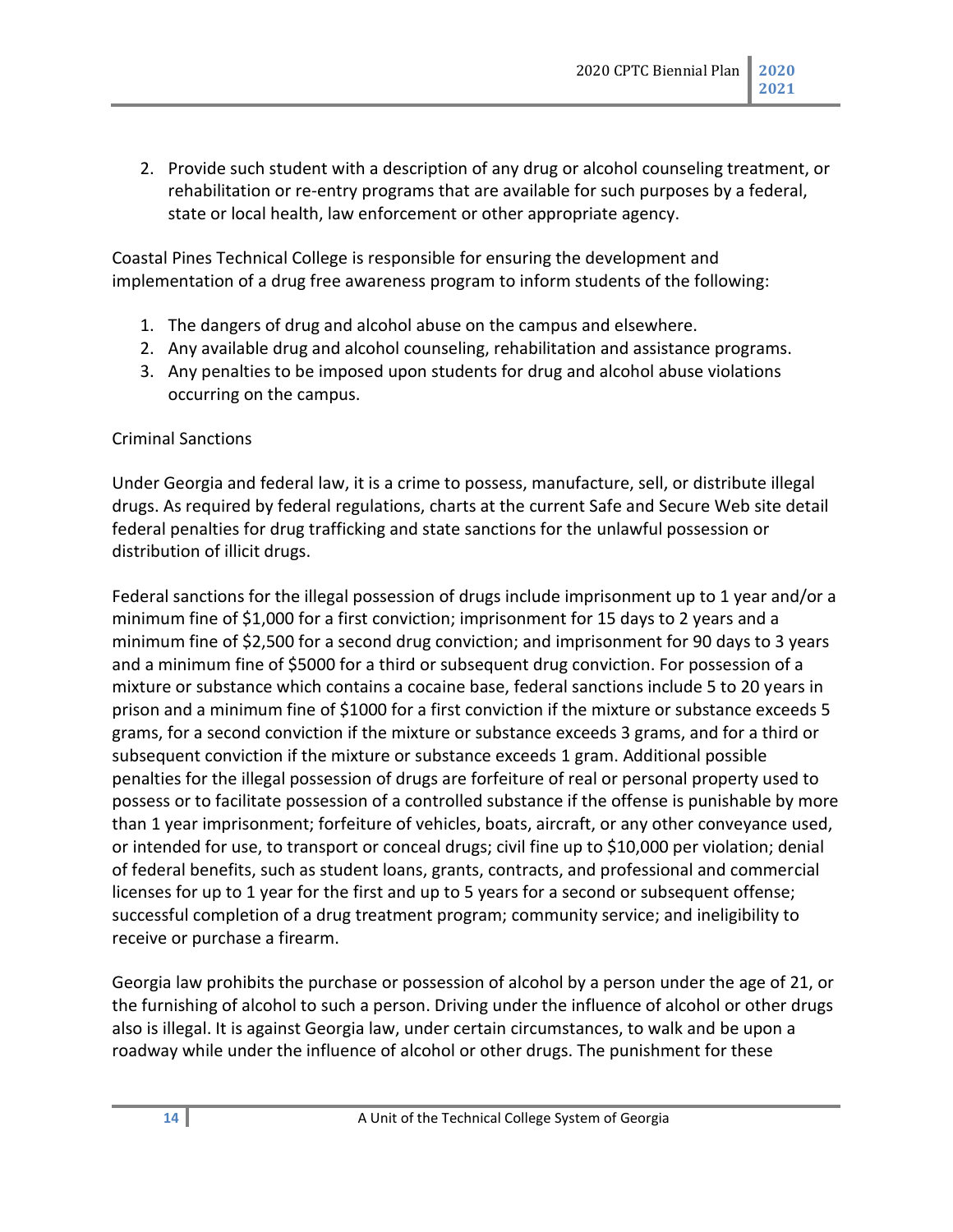2. Provide such student with a description of any drug or alcohol counseling treatment, or rehabilitation or re-entry programs that are available for such purposes by a federal, state or local health, law enforcement or other appropriate agency.

Coastal Pines Technical College is responsible for ensuring the development and implementation of a drug free awareness program to inform students of the following:

1. The dangers of drug and alcohol abuse on the campus and elsewhere.
2. Any available drug and alcohol counseling, rehabilitation and assistance programs.
3. Any penalties to be imposed upon students for drug and alcohol abuse violations occurring on the campus.

Criminal Sanctions

Under Georgia and federal law, it is a crime to possess, manufacture, sell, or distribute illegal drugs. As required by federal regulations, charts at the current Safe and Secure Web site detail federal penalties for drug trafficking and state sanctions for the unlawful possession or distribution of illicit drugs.

Federal sanctions for the illegal possession of drugs include imprisonment up to 1 year and/or a minimum fine of $1,000 for a first conviction; imprisonment for 15 days to 2 years and a minimum fine of $2,500 for a second drug conviction; and imprisonment for 90 days to 3 years and a minimum fine of $5000 for a third or subsequent drug conviction. For possession of a mixture or substance which contains a cocaine base, federal sanctions include 5 to 20 years in prison and a minimum fine of $1000 for a first conviction if the mixture or substance exceeds 5 grams, for a second conviction if the mixture or substance exceeds 3 grams, and for a third or subsequent conviction if the mixture or substance exceeds 1 gram. Additional possible penalties for the illegal possession of drugs are forfeiture of real or personal property used to possess or to facilitate possession of a controlled substance if the offense is punishable by more than 1 year imprisonment; forfeiture of vehicles, boats, aircraft, or any other conveyance used, or intended for use, to transport or conceal drugs; civil fine up to $10,000 per violation; denial of federal benefits, such as student loans, grants, contracts, and professional and commercial licenses for up to 1 year for the first and up to 5 years for a second or subsequent offense; successful completion of a drug treatment program; community service; and ineligibility to receive or purchase a firearm.

Georgia law prohibits the purchase or possession of alcohol by a person under the age of 21, or the furnishing of alcohol to such a person. Driving under the influence of alcohol or other drugs also is illegal. It is against Georgia law, under certain circumstances, to walk and be upon a roadway while under the influence of alcohol or other drugs. The punishment for these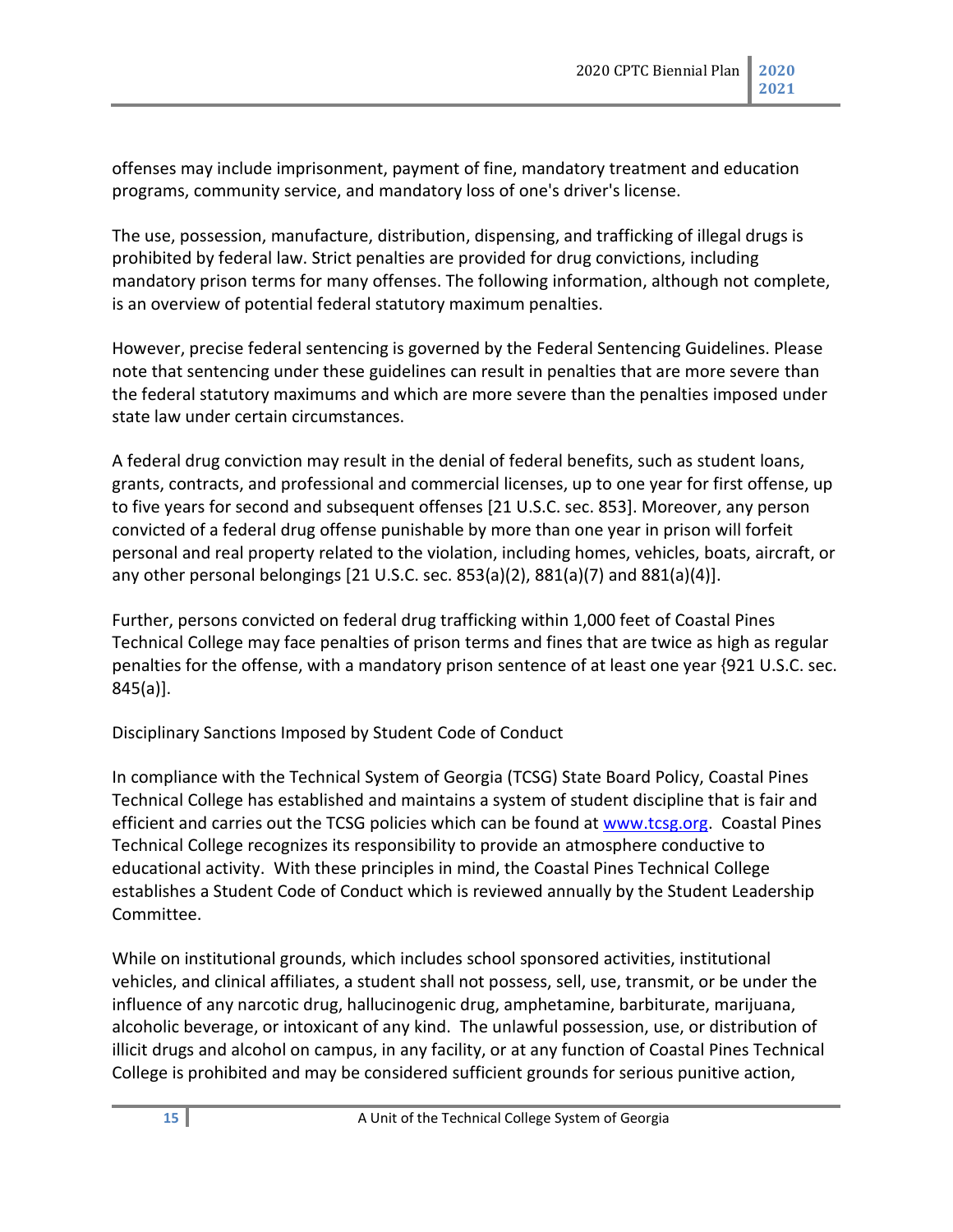offenses may include imprisonment, payment of fine, mandatory treatment and education programs, community service, and mandatory loss of one's driver's license.

The use, possession, manufacture, distribution, dispensing, and trafficking of illegal drugs is prohibited by federal law. Strict penalties are provided for drug convictions, including mandatory prison terms for many offenses. The following information, although not complete, is an overview of potential federal statutory maximum penalties.

However, precise federal sentencing is governed by the Federal Sentencing Guidelines. Please note that sentencing under these guidelines can result in penalties that are more severe than the federal statutory maximums and which are more severe than the penalties imposed under state law under certain circumstances.

A federal drug conviction may result in the denial of federal benefits, such as student loans, grants, contracts, and professional and commercial licenses, up to one year for first offense, up to five years for second and subsequent offenses [21 U.S.C. sec. 853]. Moreover, any person convicted of a federal drug offense punishable by more than one year in prison will forfeit personal and real property related to the violation, including homes, vehicles, boats, aircraft, or any other personal belongings [21 U.S.C. sec. 853(a)(2), 881(a)(7) and 881(a)(4)].

Further, persons convicted on federal drug trafficking within 1,000 feet of Coastal Pines Technical College may face penalties of prison terms and fines that are twice as high as regular penalties for the offense, with a mandatory prison sentence of at least one year {921 U.S.C. sec. 845(a)].

Disciplinary Sanctions Imposed by Student Code of Conduct

In compliance with the Technical System of Georgia (TCSG) State Board Policy, Coastal Pines Technical College has established and maintains a system of student discipline that is fair and efficient and carries out the TCSG policies which can be found at [www.tcsg.org](http://www.tcsg.org). Coastal Pines Technical College recognizes its responsibility to provide an atmosphere conductive to educational activity. With these principles in mind, the Coastal Pines Technical College establishes a Student Code of Conduct which is reviewed annually by the Student Leadership Committee.

While on institutional grounds, which includes school sponsored activities, institutional vehicles, and clinical affiliates, a student shall not possess, sell, use, transmit, or be under the influence of any narcotic drug, hallucinogenic drug, amphetamine, barbiturate, marijuana, alcoholic beverage, or intoxicant of any kind. The unlawful possession, use, or distribution of illicit drugs and alcohol on campus, in any facility, or at any function of Coastal Pines Technical College is prohibited and may be considered sufficient grounds for serious punitive action,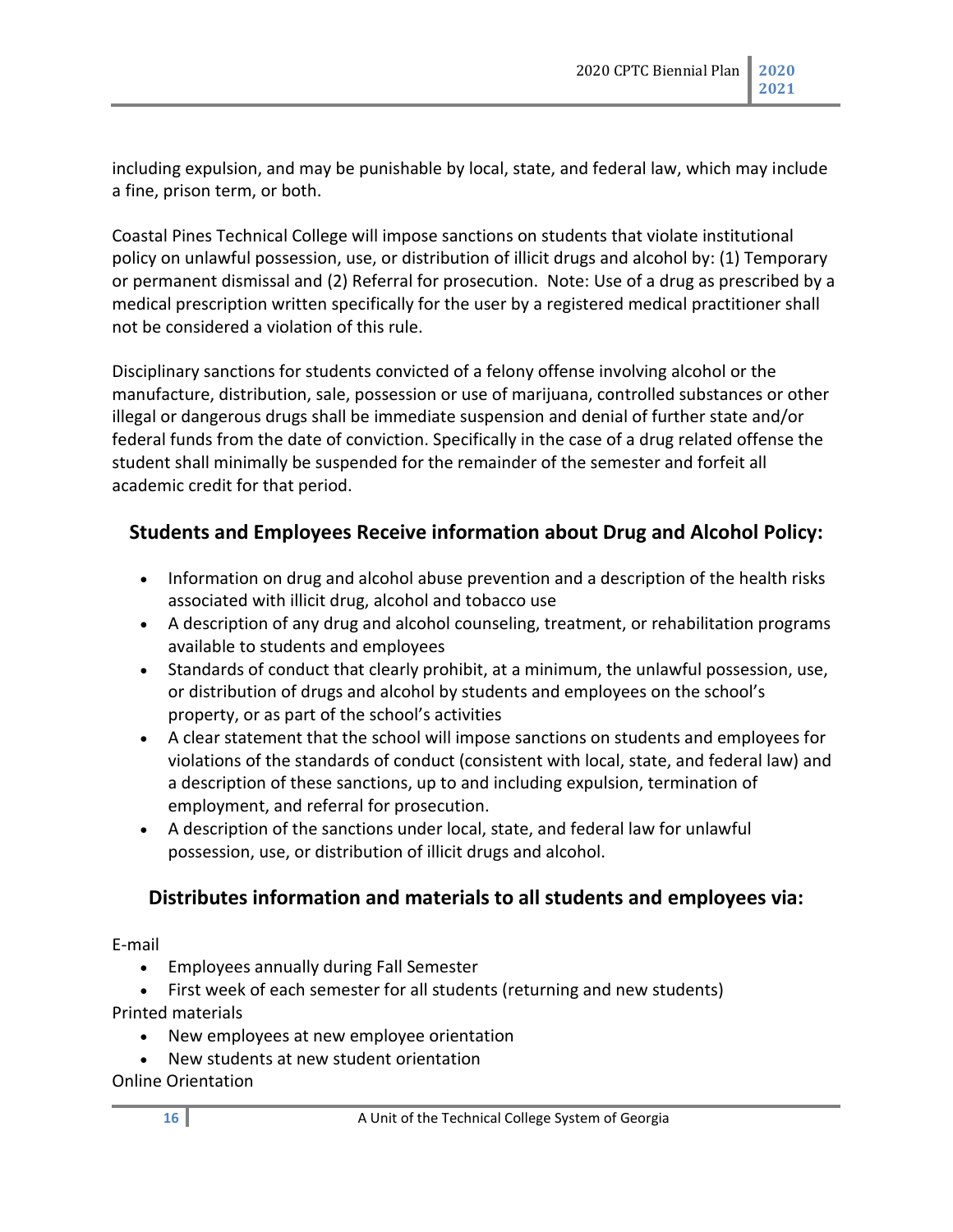including expulsion, and may be punishable by local, state, and federal law, which may include a fine, prison term, or both.

Coastal Pines Technical College will impose sanctions on students that violate institutional policy on unlawful possession, use, or distribution of illicit drugs and alcohol by: (1) Temporary or permanent dismissal and (2) Referral for prosecution. Note: Use of a drug as prescribed by a medical prescription written specifically for the user by a registered medical practitioner shall not be considered a violation of this rule.

Disciplinary sanctions for students convicted of a felony offense involving alcohol or the manufacture, distribution, sale, possession or use of marijuana, controlled substances or other illegal or dangerous drugs shall be immediate suspension and denial of further state and/or federal funds from the date of conviction. Specifically in the case of a drug related offense the student shall minimally be suspended for the remainder of the semester and forfeit all academic credit for that period.

## Students and Employees Receive information about Drug and Alcohol Policy:

- Information on drug and alcohol abuse prevention and a description of the health risks associated with illicit drug, alcohol and tobacco use
- A description of any drug and alcohol counseling, treatment, or rehabilitation programs available to students and employees
- Standards of conduct that clearly prohibit, at a minimum, the unlawful possession, use, or distribution of drugs and alcohol by students and employees on the school's property, or as part of the school's activities
- A clear statement that the school will impose sanctions on students and employees for violations of the standards of conduct (consistent with local, state, and federal law) and a description of these sanctions, up to and including expulsion, termination of employment, and referral for prosecution.
- A description of the sanctions under local, state, and federal law for unlawful possession, use, or distribution of illicit drugs and alcohol.

## Distributes information and materials to all students and employees via:

E-mail

- Employees annually during Fall Semester
- First week of each semester for all students (returning and new students)

Printed materials

- New employees at new employee orientation
- New students at new student orientation

Online Orientation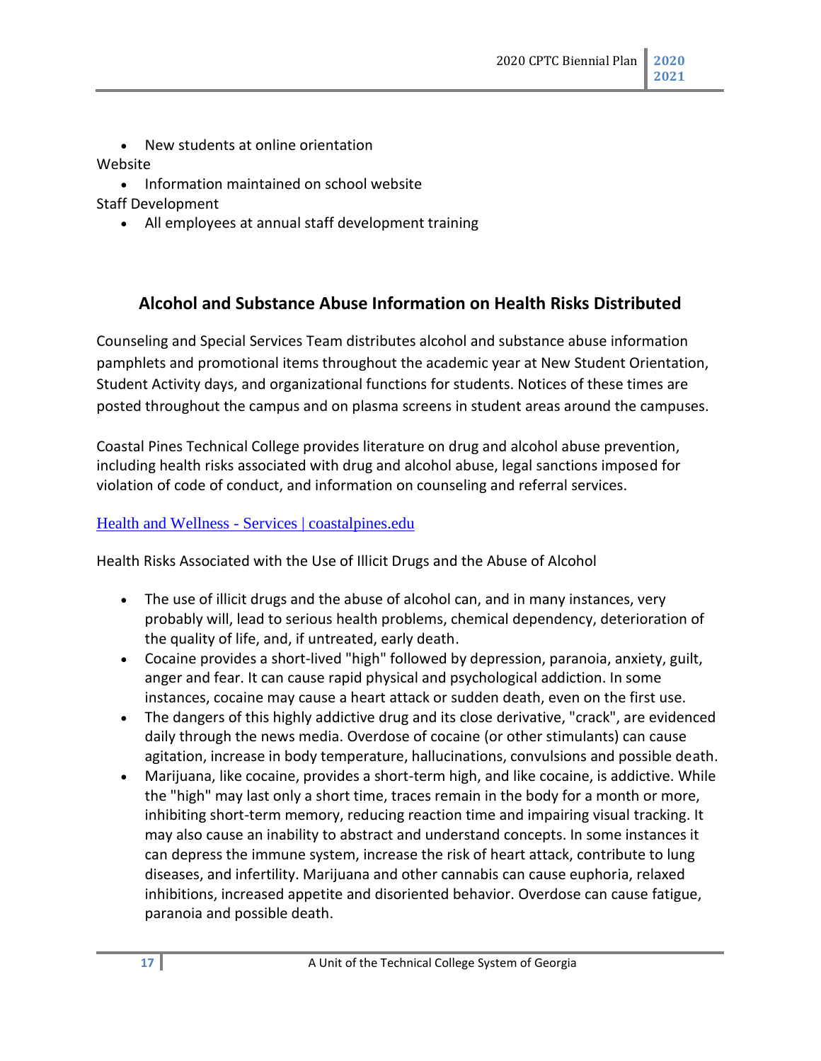- New students at online orientation

Website

- Information maintained on school website

Staff Development

- All employees at annual staff development training

## Alcohol and Substance Abuse Information on Health Risks Distributed

Counseling and Special Services Team distributes alcohol and substance abuse information pamphlets and promotional items throughout the academic year at New Student Orientation, Student Activity days, and organizational functions for students. Notices of these times are posted throughout the campus and on plasma screens in student areas around the campuses.

Coastal Pines Technical College provides literature on drug and alcohol abuse prevention, including health risks associated with drug and alcohol abuse, legal sanctions imposed for violation of code of conduct, and information on counseling and referral services.

[Health and Wellness - Services | coastalpines.edu]

Health Risks Associated with the Use of Illicit Drugs and the Abuse of Alcohol

- The use of illicit drugs and the abuse of alcohol can, and in many instances, very probably will, lead to serious health problems, chemical dependency, deterioration of the quality of life, and, if untreated, early death.
- Cocaine provides a short-lived "high" followed by depression, paranoia, anxiety, guilt, anger and fear. It can cause rapid physical and psychological addiction. In some instances, cocaine may cause a heart attack or sudden death, even on the first use.
- The dangers of this highly addictive drug and its close derivative, "crack", are evidenced daily through the news media. Overdose of cocaine (or other stimulants) can cause agitation, increase in body temperature, hallucinations, convulsions and possible death.
- Marijuana, like cocaine, provides a short-term high, and like cocaine, is addictive. While the "high" may last only a short time, traces remain in the body for a month or more, inhibiting short-term memory, reducing reaction time and impairing visual tracking. It may also cause an inability to abstract and understand concepts. In some instances it can depress the immune system, increase the risk of heart attack, contribute to lung diseases, and infertility. Marijuana and other cannabis can cause euphoria, relaxed inhibitions, increased appetite and disoriented behavior. Overdose can cause fatigue, paranoia and possible death.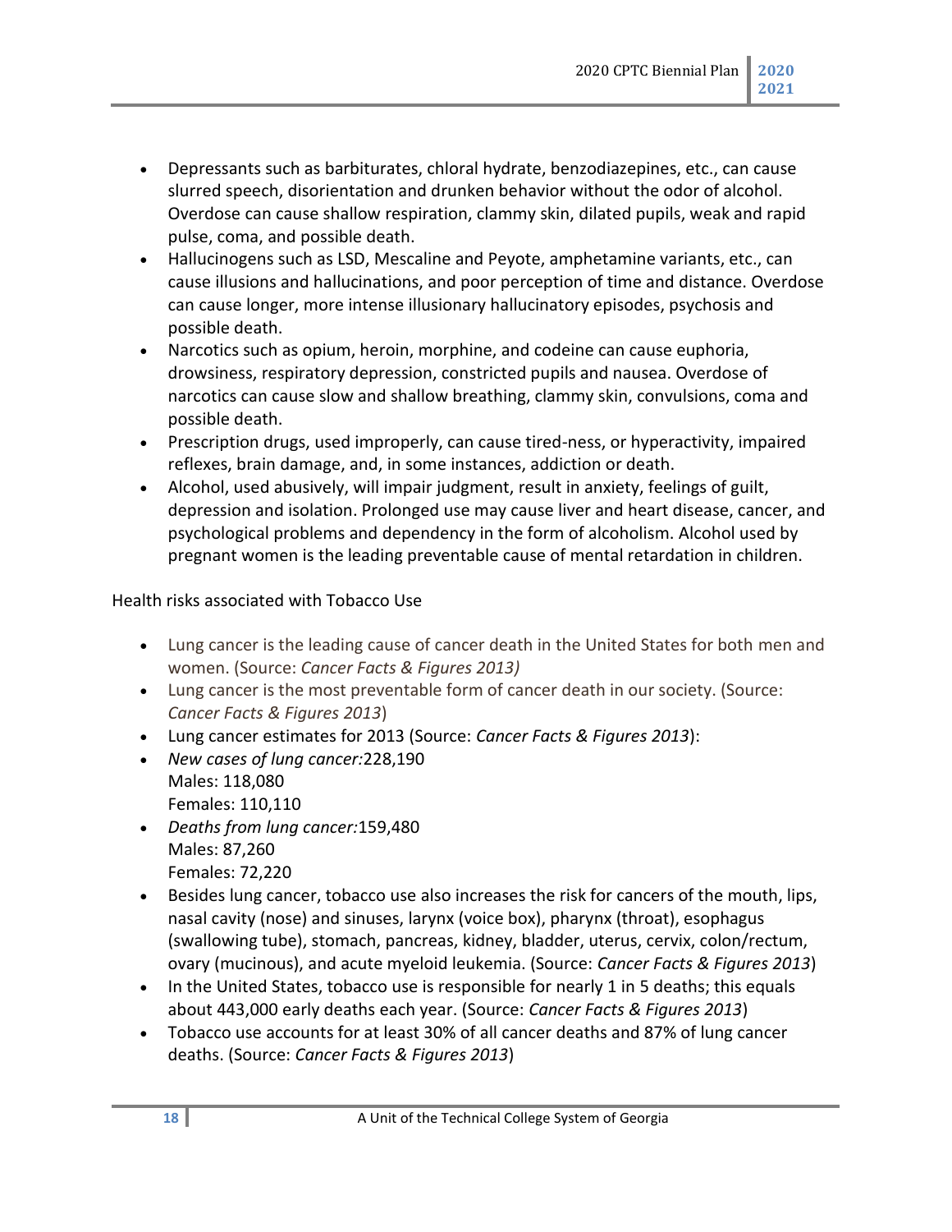- Depressants such as barbiturates, chloral hydrate, benzodiazepines, etc., can cause slurred speech, disorientation and drunken behavior without the odor of alcohol. Overdose can cause shallow respiration, clammy skin, dilated pupils, weak and rapid pulse, coma, and possible death.
- Hallucinogens such as LSD, Mescaline and Peyote, amphetamine variants, etc., can cause illusions and hallucinations, and poor perception of time and distance. Overdose can cause longer, more intense illusionary hallucinatory episodes, psychosis and possible death.
- Narcotics such as opium, heroin, morphine, and codeine can cause euphoria, drowsiness, respiratory depression, constricted pupils and nausea. Overdose of narcotics can cause slow and shallow breathing, clammy skin, convulsions, coma and possible death.
- Prescription drugs, used improperly, can cause tired-ness, or hyperactivity, impaired reflexes, brain damage, and, in some instances, addiction or death.
- Alcohol, used abusively, will impair judgment, result in anxiety, feelings of guilt, depression and isolation. Prolonged use may cause liver and heart disease, cancer, and psychological problems and dependency in the form of alcoholism. Alcohol used by pregnant women is the leading preventable cause of mental retardation in children.

Health risks associated with Tobacco Use

- Lung cancer is the leading cause of cancer death in the United States for both men and women. (Source: *Cancer Facts & Figures 2013)*
- Lung cancer is the most preventable form of cancer death in our society. (Source: *Cancer Facts & Figures 2013*)
- Lung cancer estimates for 2013 (Source: *Cancer Facts & Figures 2013*):
- *New cases of lung cancer:*228,190  
  Males: 118,080  
  Females: 110,110
- *Deaths from lung cancer:*159,480  
  Males: 87,260  
  Females: 72,220
- Besides lung cancer, tobacco use also increases the risk for cancers of the mouth, lips, nasal cavity (nose) and sinuses, larynx (voice box), pharynx (throat), esophagus (swallowing tube), stomach, pancreas, kidney, bladder, uterus, cervix, colon/rectum, ovary (mucinous), and acute myeloid leukemia. (Source: *Cancer Facts & Figures 2013*)
- In the United States, tobacco use is responsible for nearly 1 in 5 deaths; this equals about 443,000 early deaths each year. (Source: *Cancer Facts & Figures 2013*)
- Tobacco use accounts for at least 30% of all cancer deaths and 87% of lung cancer deaths. (Source: *Cancer Facts & Figures 2013*)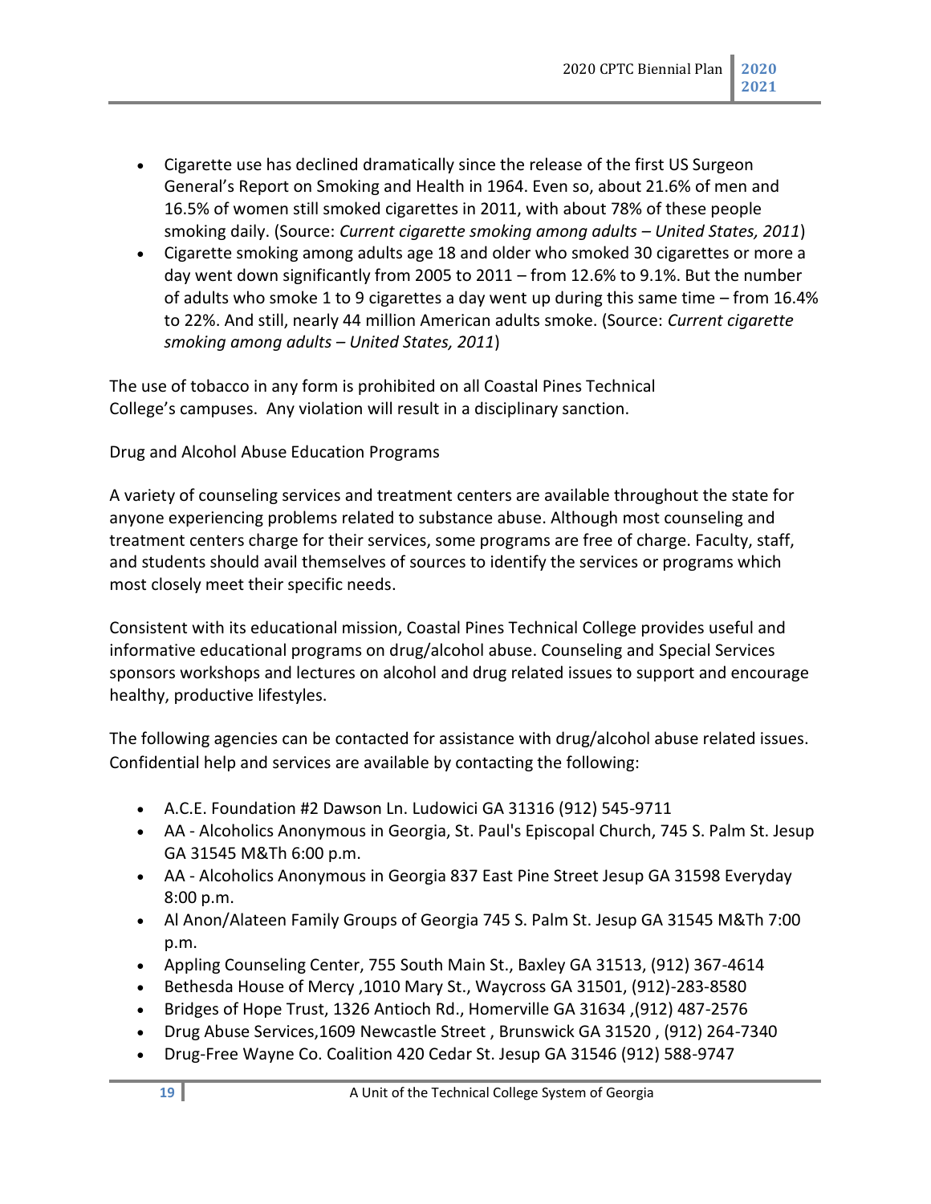- Cigarette use has declined dramatically since the release of the first US Surgeon General's Report on Smoking and Health in 1964. Even so, about 21.6% of men and 16.5% of women still smoked cigarettes in 2011, with about 78% of these people smoking daily. (Source: *Current cigarette smoking among adults – United States, 2011*)
- Cigarette smoking among adults age 18 and older who smoked 30 cigarettes or more a day went down significantly from 2005 to 2011 – from 12.6% to 9.1%. But the number of adults who smoke 1 to 9 cigarettes a day went up during this same time – from 16.4% to 22%. And still, nearly 44 million American adults smoke. (Source: *Current cigarette smoking among adults – United States, 2011*)

The use of tobacco in any form is prohibited on all Coastal Pines Technical College's campuses. Any violation will result in a disciplinary sanction.

Drug and Alcohol Abuse Education Programs

A variety of counseling services and treatment centers are available throughout the state for anyone experiencing problems related to substance abuse. Although most counseling and treatment centers charge for their services, some programs are free of charge. Faculty, staff, and students should avail themselves of sources to identify the services or programs which most closely meet their specific needs.

Consistent with its educational mission, Coastal Pines Technical College provides useful and informative educational programs on drug/alcohol abuse. Counseling and Special Services sponsors workshops and lectures on alcohol and drug related issues to support and encourage healthy, productive lifestyles.

The following agencies can be contacted for assistance with drug/alcohol abuse related issues. Confidential help and services are available by contacting the following:

- A.C.E. Foundation #2 Dawson Ln. Ludowici GA 31316 (912) 545-9711
- AA - Alcoholics Anonymous in Georgia, St. Paul's Episcopal Church, 745 S. Palm St. Jesup GA 31545 M&Th 6:00 p.m.
- AA - Alcoholics Anonymous in Georgia 837 East Pine Street Jesup GA 31598 Everyday 8:00 p.m.
- Al Anon/Alateen Family Groups of Georgia 745 S. Palm St. Jesup GA 31545 M&Th 7:00 p.m.
- Appling Counseling Center, 755 South Main St., Baxley GA 31513, (912) 367-4614
- Bethesda House of Mercy ,1010 Mary St., Waycross GA 31501, (912)-283-8580
- Bridges of Hope Trust, 1326 Antioch Rd., Homerville GA 31634 ,(912) 487-2576
- Drug Abuse Services,1609 Newcastle Street , Brunswick GA 31520 , (912) 264-7340
- Drug-Free Wayne Co. Coalition 420 Cedar St. Jesup GA 31546 (912) 588-9747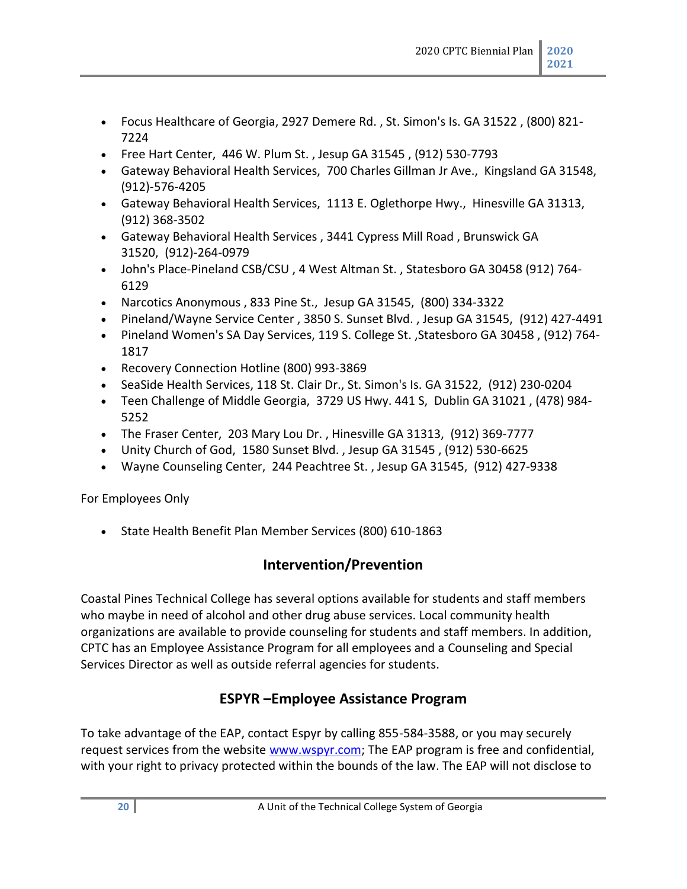- Focus Healthcare of Georgia, 2927 Demere Rd. , St. Simon's Is. GA 31522 , (800) 821-7224
- Free Hart Center, 446 W. Plum St. , Jesup GA 31545 , (912) 530-7793
- Gateway Behavioral Health Services, 700 Charles Gillman Jr Ave., Kingsland GA 31548, (912)-576-4205
- Gateway Behavioral Health Services, 1113 E. Oglethorpe Hwy., Hinesville GA 31313, (912) 368-3502
- Gateway Behavioral Health Services , 3441 Cypress Mill Road , Brunswick GA 31520, (912)-264-0979
- John's Place-Pineland CSB/CSU , 4 West Altman St. , Statesboro GA 30458 (912) 764-6129
- Narcotics Anonymous , 833 Pine St., Jesup GA 31545, (800) 334-3322
- Pineland/Wayne Service Center , 3850 S. Sunset Blvd. , Jesup GA 31545, (912) 427-4491
- Pineland Women's SA Day Services, 119 S. College St. ,Statesboro GA 30458 , (912) 764-1817
- Recovery Connection Hotline (800) 993-3869
- SeaSide Health Services, 118 St. Clair Dr., St. Simon's Is. GA 31522, (912) 230-0204
- Teen Challenge of Middle Georgia, 3729 US Hwy. 441 S, Dublin GA 31021 , (478) 984-5252
- The Fraser Center, 203 Mary Lou Dr. , Hinesville GA 31313, (912) 369-7777
- Unity Church of God, 1580 Sunset Blvd. , Jesup GA 31545 , (912) 530-6625
- Wayne Counseling Center, 244 Peachtree St. , Jesup GA 31545, (912) 427-9338

For Employees Only

- State Health Benefit Plan Member Services (800) 610-1863

## Intervention/Prevention

Coastal Pines Technical College has several options available for students and staff members who maybe in need of alcohol and other drug abuse services. Local community health organizations are available to provide counseling for students and staff members. In addition, CPTC has an Employee Assistance Program for all employees and a Counseling and Special Services Director as well as outside referral agencies for students.

## ESPYR –Employee Assistance Program

To take advantage of the EAP, contact Espyr by calling 855-584-3588, or you may securely request services from the website [www.wspyr.com](http://www.wspyr.com); The EAP program is free and confidential, with your right to privacy protected within the bounds of the law. The EAP will not disclose to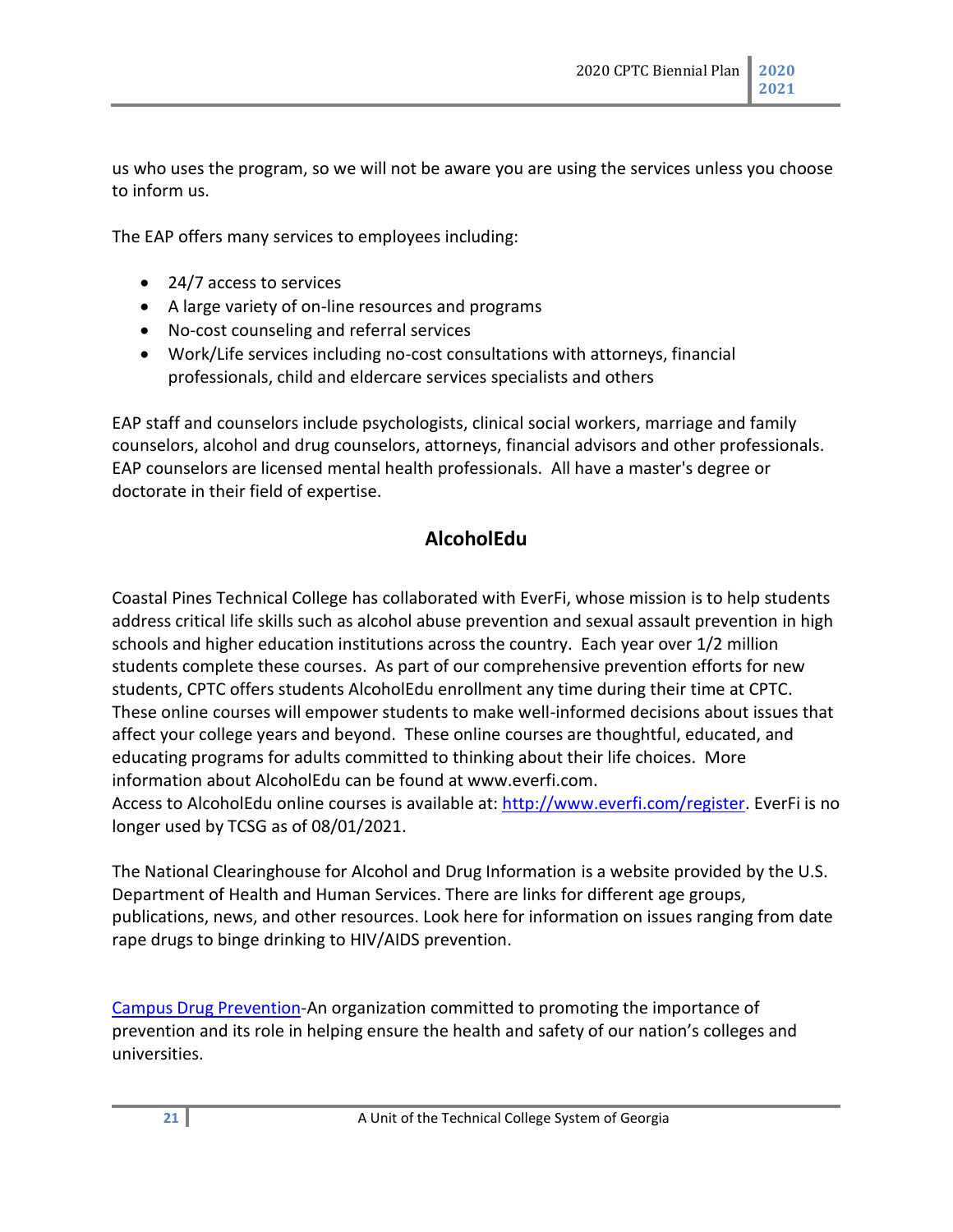us who uses the program, so we will not be aware you are using the services unless you choose to inform us.

The EAP offers many services to employees including:

- 24/7 access to services
- A large variety of on-line resources and programs
- No-cost counseling and referral services
- Work/Life services including no-cost consultations with attorneys, financial professionals, child and eldercare services specialists and others

EAP staff and counselors include psychologists, clinical social workers, marriage and family counselors, alcohol and drug counselors, attorneys, financial advisors and other professionals. EAP counselors are licensed mental health professionals. All have a master's degree or doctorate in their field of expertise.

## AlcoholEdu

Coastal Pines Technical College has collaborated with EverFi, whose mission is to help students address critical life skills such as alcohol abuse prevention and sexual assault prevention in high schools and higher education institutions across the country. Each year over 1/2 million students complete these courses. As part of our comprehensive prevention efforts for new students, CPTC offers students AlcoholEdu enrollment any time during their time at CPTC. These online courses will empower students to make well-informed decisions about issues that affect your college years and beyond. These online courses are thoughtful, educated, and educating programs for adults committed to thinking about their life choices. More information about AlcoholEdu can be found at www.everfi.com.
Access to AlcoholEdu online courses is available at: [http://www.everfi.com/register](http://www.everfi.com/register). EverFi is no longer used by TCSG as of 08/01/2021.

The National Clearinghouse for Alcohol and Drug Information is a website provided by the U.S. Department of Health and Human Services. There are links for different age groups, publications, news, and other resources. Look here for information on issues ranging from date rape drugs to binge drinking to HIV/AIDS prevention.

Campus Drug Prevention-An organization committed to promoting the importance of prevention and its role in helping ensure the health and safety of our nation's colleges and universities.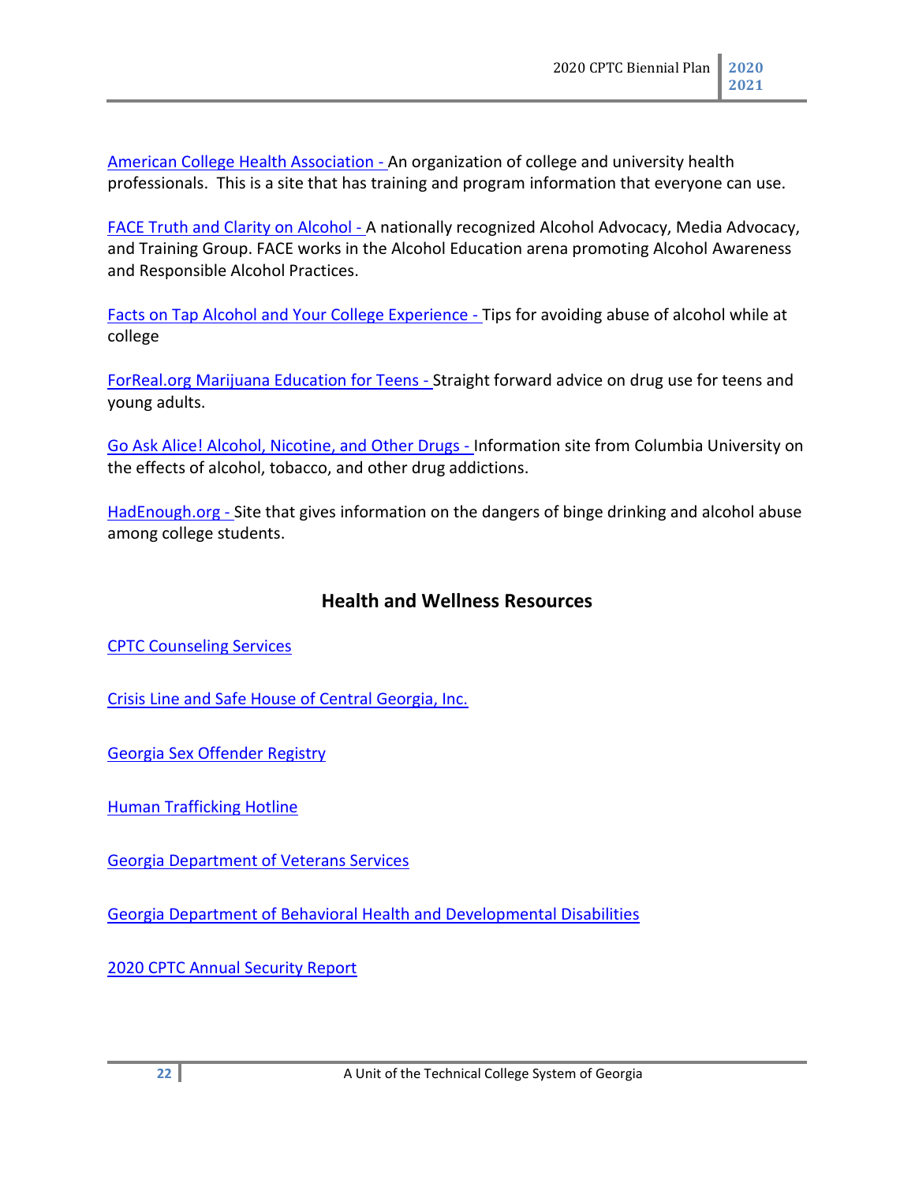American College Health Association - An organization of college and university health professionals. This is a site that has training and program information that everyone can use.

FACE Truth and Clarity on Alcohol - A nationally recognized Alcohol Advocacy, Media Advocacy, and Training Group. FACE works in the Alcohol Education arena promoting Alcohol Awareness and Responsible Alcohol Practices.

Facts on Tap Alcohol and Your College Experience - Tips for avoiding abuse of alcohol while at college

ForReal.org Marijuana Education for Teens - Straight forward advice on drug use for teens and young adults.

Go Ask Alice! Alcohol, Nicotine, and Other Drugs - Information site from Columbia University on the effects of alcohol, tobacco, and other drug addictions.

HadEnough.org - Site that gives information on the dangers of binge drinking and alcohol abuse among college students.

## Health and Wellness Resources

CPTC Counseling Services

Crisis Line and Safe House of Central Georgia, Inc.

Georgia Sex Offender Registry

Human Trafficking Hotline

Georgia Department of Veterans Services

Georgia Department of Behavioral Health and Developmental Disabilities

2020 CPTC Annual Security Report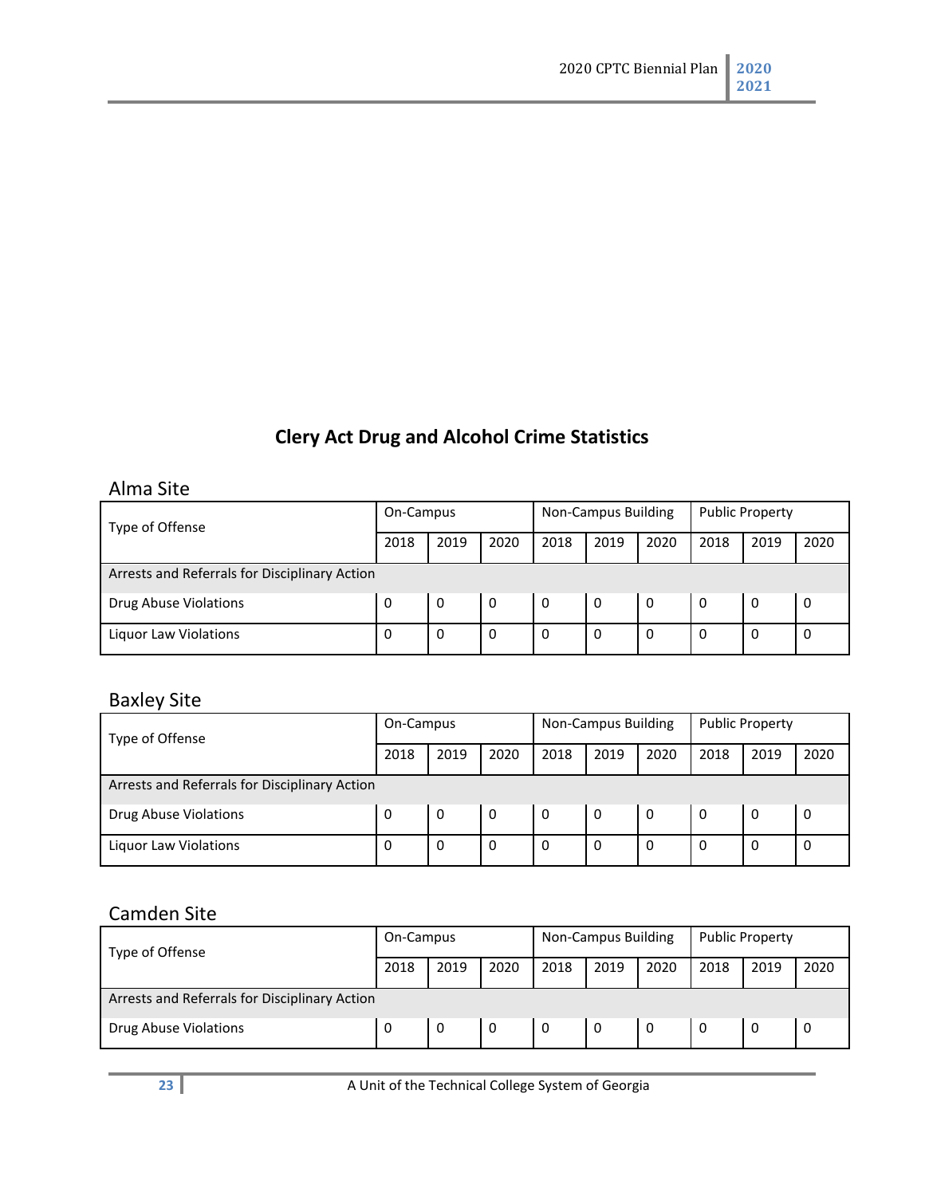# Clery Act Drug and Alcohol Crime Statistics

## Alma Site

| Type of Offense | On-Campus | | | Non-Campus Building | | | Public Property | | |
|---|---|---|---|---|---|---|---|---|---|
| | 2018 | 2019 | 2020 | 2018 | 2019 | 2020 | 2018 | 2019 | 2020 |
| Arrests and Referrals for Disciplinary Action | | | | | | | | | |
| Drug Abuse Violations | 0 | 0 | 0 | 0 | 0 | 0 | 0 | 0 | 0 |
| Liquor Law Violations | 0 | 0 | 0 | 0 | 0 | 0 | 0 | 0 | 0 |

## Baxley Site

| Type of Offense | On-Campus | | | Non-Campus Building | | | Public Property | | |
|---|---|---|---|---|---|---|---|---|---|
| | 2018 | 2019 | 2020 | 2018 | 2019 | 2020 | 2018 | 2019 | 2020 |
| Arrests and Referrals for Disciplinary Action | | | | | | | | | |
| Drug Abuse Violations | 0 | 0 | 0 | 0 | 0 | 0 | 0 | 0 | 0 |
| Liquor Law Violations | 0 | 0 | 0 | 0 | 0 | 0 | 0 | 0 | 0 |

## Camden Site

| Type of Offense | On-Campus | | | Non-Campus Building | | | Public Property | | |
|---|---|---|---|---|---|---|---|---|---|
| | 2018 | 2019 | 2020 | 2018 | 2019 | 2020 | 2018 | 2019 | 2020 |
| Arrests and Referrals for Disciplinary Action | | | | | | | | | |
| Drug Abuse Violations | 0 | 0 | 0 | 0 | 0 | 0 | 0 | 0 | 0 |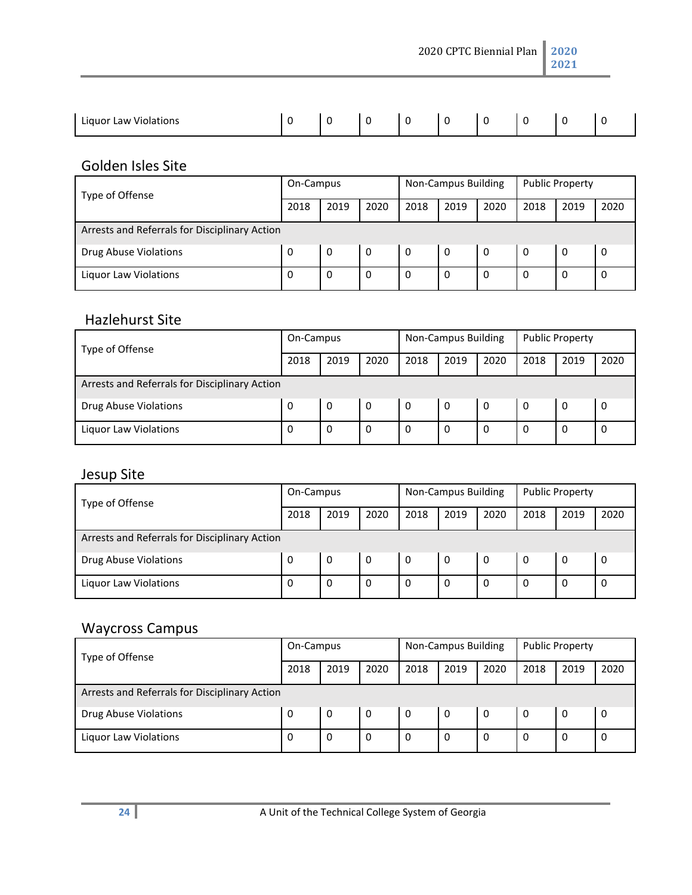| Liquor Law Violations | 0 | 0 | 0 | 0 | 0 | 0 | 0 | 0 | 0 |
|---|---|---|---|---|---|---|---|---|---|

## Golden Isles Site

| Type of Offense | On-Campus | | | Non-Campus Building | | | Public Property | | |
|---|---|---|---|---|---|---|---|---|---|
| | 2018 | 2019 | 2020 | 2018 | 2019 | 2020 | 2018 | 2019 | 2020 |
| Arrests and Referrals for Disciplinary Action | | | | | | | | | |
| Drug Abuse Violations | 0 | 0 | 0 | 0 | 0 | 0 | 0 | 0 | 0 |
| Liquor Law Violations | 0 | 0 | 0 | 0 | 0 | 0 | 0 | 0 | 0 |

## Hazlehurst Site

| Type of Offense | On-Campus | | | Non-Campus Building | | | Public Property | | |
|---|---|---|---|---|---|---|---|---|---|
| | 2018 | 2019 | 2020 | 2018 | 2019 | 2020 | 2018 | 2019 | 2020 |
| Arrests and Referrals for Disciplinary Action | | | | | | | | | |
| Drug Abuse Violations | 0 | 0 | 0 | 0 | 0 | 0 | 0 | 0 | 0 |
| Liquor Law Violations | 0 | 0 | 0 | 0 | 0 | 0 | 0 | 0 | 0 |

## Jesup Site

| Type of Offense | On-Campus | | | Non-Campus Building | | | Public Property | | |
|---|---|---|---|---|---|---|---|---|---|
| | 2018 | 2019 | 2020 | 2018 | 2019 | 2020 | 2018 | 2019 | 2020 |
| Arrests and Referrals for Disciplinary Action | | | | | | | | | |
| Drug Abuse Violations | 0 | 0 | 0 | 0 | 0 | 0 | 0 | 0 | 0 |
| Liquor Law Violations | 0 | 0 | 0 | 0 | 0 | 0 | 0 | 0 | 0 |

## Waycross Campus

| Type of Offense | On-Campus | | | Non-Campus Building | | | Public Property | | |
|---|---|---|---|---|---|---|---|---|---|
| | 2018 | 2019 | 2020 | 2018 | 2019 | 2020 | 2018 | 2019 | 2020 |
| Arrests and Referrals for Disciplinary Action | | | | | | | | | |
| Drug Abuse Violations | 0 | 0 | 0 | 0 | 0 | 0 | 0 | 0 | 0 |
| Liquor Law Violations | 0 | 0 | 0 | 0 | 0 | 0 | 0 | 0 | 0 |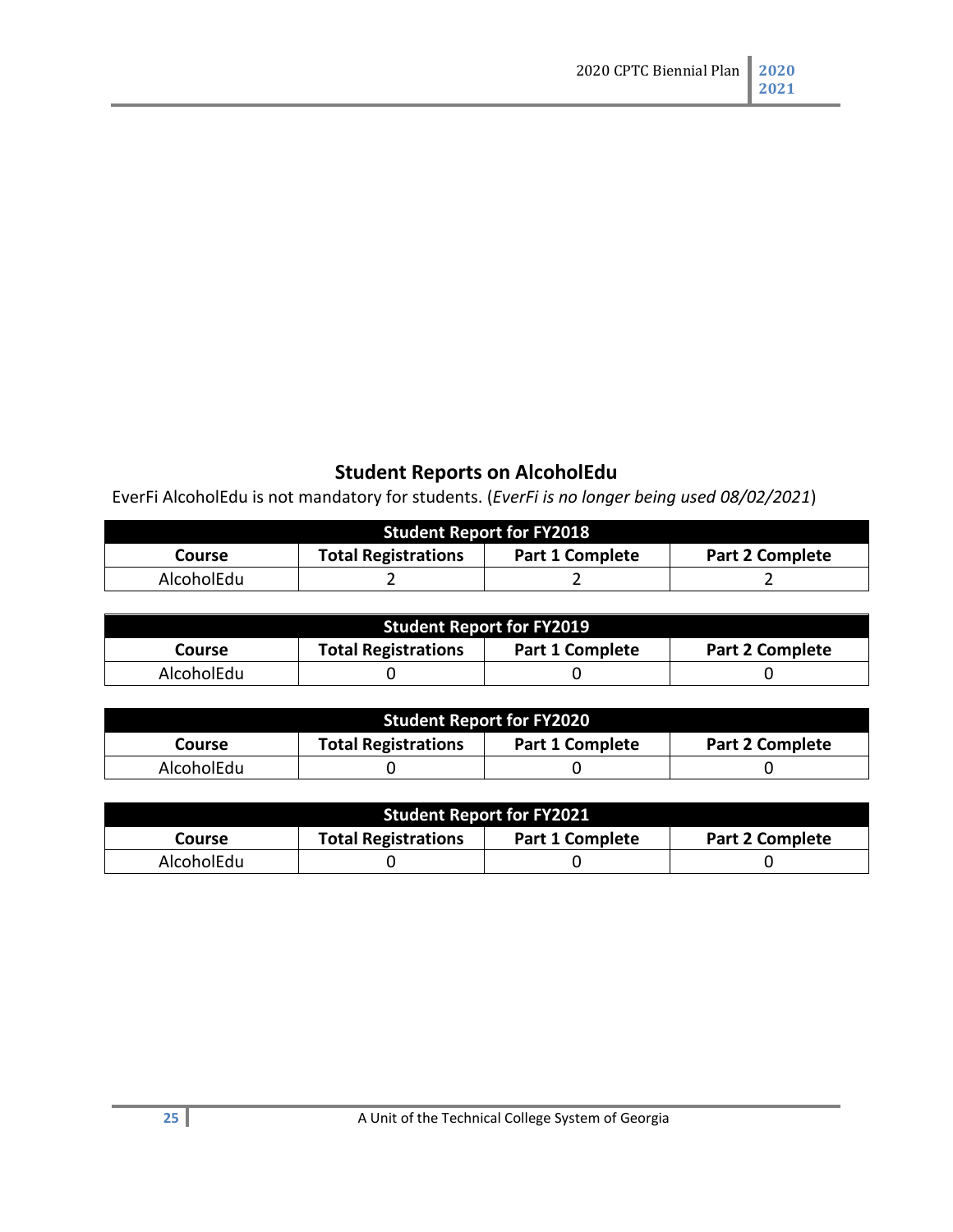## Student Reports on AlcoholEdu

EverFi AlcoholEdu is not mandatory for students. (*EverFi is no longer being used 08/02/2021*)

| Student Report for FY2018 | | | |
|---|---|---|---|
| **Course** | **Total Registrations** | **Part 1 Complete** | **Part 2 Complete** |
| AlcoholEdu | 2 | 2 | 2 |

| Student Report for FY2019 | | | |
|---|---|---|---|
| **Course** | **Total Registrations** | **Part 1 Complete** | **Part 2 Complete** |
| AlcoholEdu | 0 | 0 | 0 |

| Student Report for FY2020 | | | |
|---|---|---|---|
| **Course** | **Total Registrations** | **Part 1 Complete** | **Part 2 Complete** |
| AlcoholEdu | 0 | 0 | 0 |

| Student Report for FY2021 | | | |
|---|---|---|---|
| **Course** | **Total Registrations** | **Part 1 Complete** | **Part 2 Complete** |
| AlcoholEdu | 0 | 0 | 0 |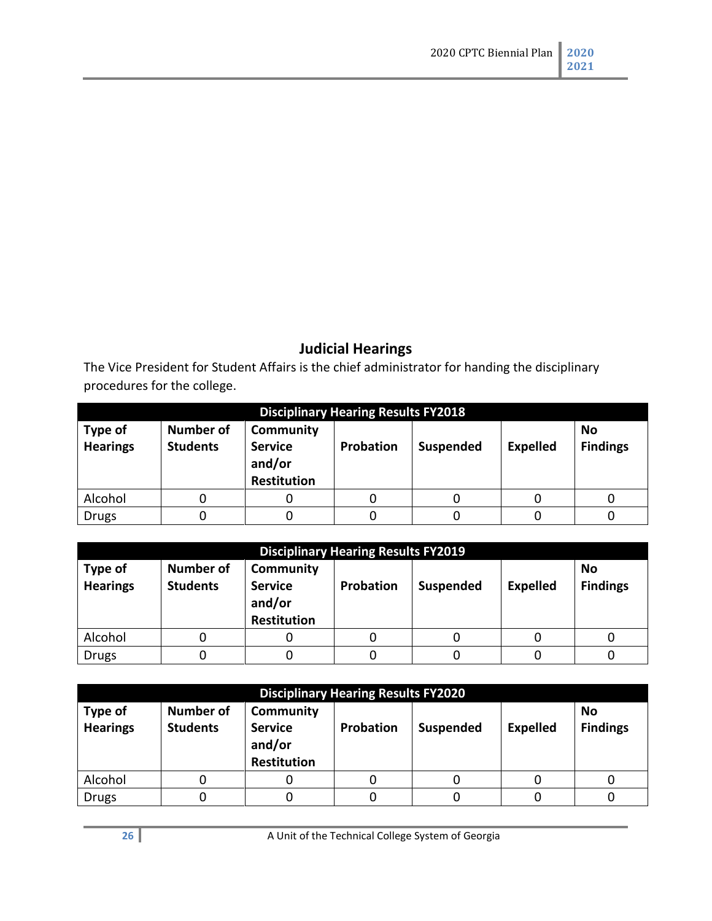## Judicial Hearings

The Vice President for Student Affairs is the chief administrator for handing the disciplinary procedures for the college.

| Disciplinary Hearing Results FY2018 | | | | | | |
|---|---|---|---|---|---|---|
| **Type of Hearings** | **Number of Students** | **Community Service and/or Restitution** | **Probation** | **Suspended** | **Expelled** | **No Findings** |
| Alcohol | 0 | 0 | 0 | 0 | 0 | 0 |
| Drugs | 0 | 0 | 0 | 0 | 0 | 0 |

| Disciplinary Hearing Results FY2019 | | | | | | |
|---|---|---|---|---|---|---|
| **Type of Hearings** | **Number of Students** | **Community Service and/or Restitution** | **Probation** | **Suspended** | **Expelled** | **No Findings** |
| Alcohol | 0 | 0 | 0 | 0 | 0 | 0 |
| Drugs | 0 | 0 | 0 | 0 | 0 | 0 |

| Disciplinary Hearing Results FY2020 | | | | | | |
|---|---|---|---|---|---|---|
| **Type of Hearings** | **Number of Students** | **Community Service and/or Restitution** | **Probation** | **Suspended** | **Expelled** | **No Findings** |
| Alcohol | 0 | 0 | 0 | 0 | 0 | 0 |
| Drugs | 0 | 0 | 0 | 0 | 0 | 0 |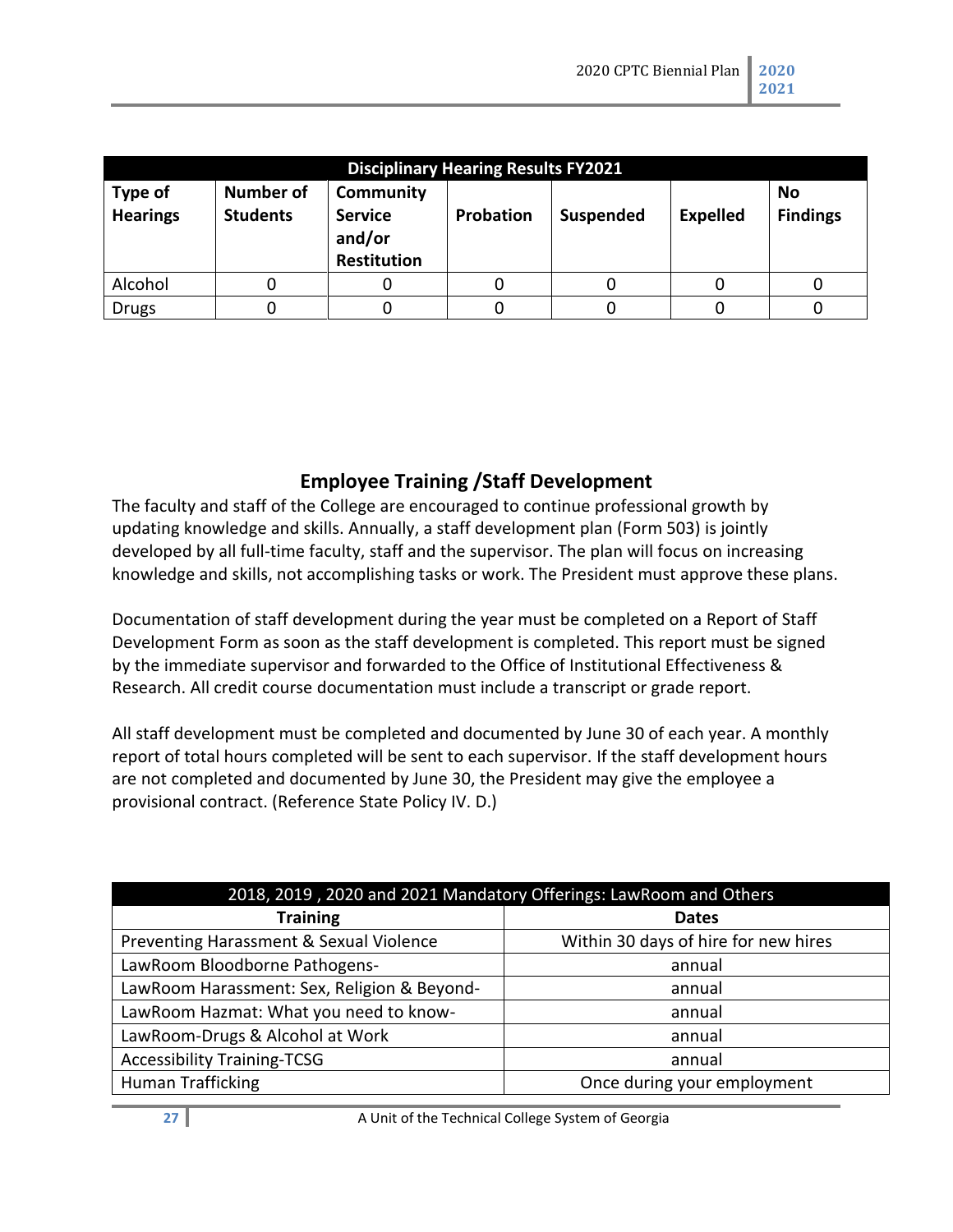| Disciplinary Hearing Results FY2021 | | | | | | |
|---|---|---|---|---|---|---|
| **Type of Hearings** | **Number of Students** | **Community Service and/or Restitution** | **Probation** | **Suspended** | **Expelled** | **No Findings** |
| Alcohol | 0 | 0 | 0 | 0 | 0 | 0 |
| Drugs | 0 | 0 | 0 | 0 | 0 | 0 |

## Employee Training /Staff Development

The faculty and staff of the College are encouraged to continue professional growth by updating knowledge and skills. Annually, a staff development plan (Form 503) is jointly developed by all full-time faculty, staff and the supervisor. The plan will focus on increasing knowledge and skills, not accomplishing tasks or work. The President must approve these plans.

Documentation of staff development during the year must be completed on a Report of Staff Development Form as soon as the staff development is completed. This report must be signed by the immediate supervisor and forwarded to the Office of Institutional Effectiveness & Research. All credit course documentation must include a transcript or grade report.

All staff development must be completed and documented by June 30 of each year. A monthly report of total hours completed will be sent to each supervisor. If the staff development hours are not completed and documented by June 30, the President may give the employee a provisional contract. (Reference State Policy IV. D.)

| 2018, 2019 , 2020 and 2021 Mandatory Offerings: LawRoom and Others | |
|---|---|
| **Training** | **Dates** |
| Preventing Harassment & Sexual Violence | Within 30 days of hire for new hires |
| LawRoom Bloodborne Pathogens- | annual |
| LawRoom Harassment: Sex, Religion & Beyond- | annual |
| LawRoom Hazmat: What you need to know- | annual |
| LawRoom-Drugs & Alcohol at Work | annual |
| Accessibility Training-TCSG | annual |
| Human Trafficking | Once during your employment |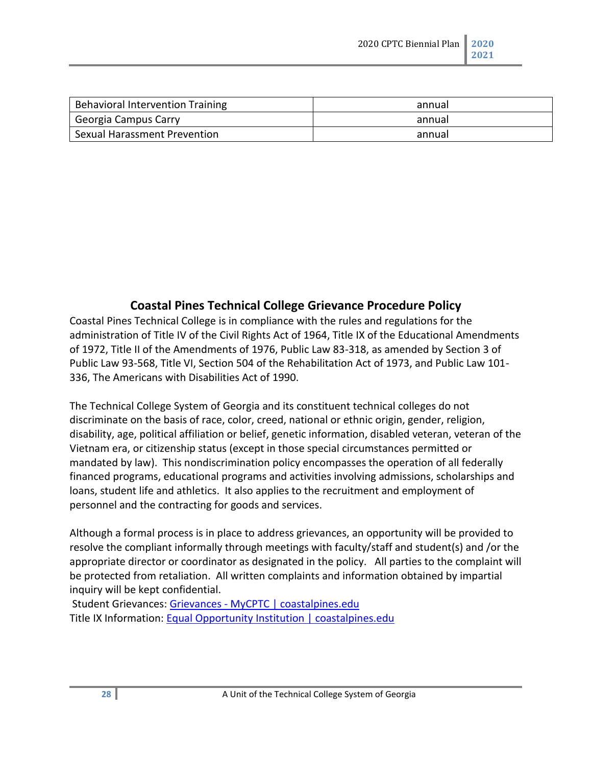| Behavioral Intervention Training | annual |
|---|---|
| Georgia Campus Carry | annual |
| Sexual Harassment Prevention | annual |

## Coastal Pines Technical College Grievance Procedure Policy

Coastal Pines Technical College is in compliance with the rules and regulations for the administration of Title IV of the Civil Rights Act of 1964, Title IX of the Educational Amendments of 1972, Title II of the Amendments of 1976, Public Law 83-318, as amended by Section 3 of Public Law 93-568, Title VI, Section 504 of the Rehabilitation Act of 1973, and Public Law 101-336, The Americans with Disabilities Act of 1990.

The Technical College System of Georgia and its constituent technical colleges do not discriminate on the basis of race, color, creed, national or ethnic origin, gender, religion, disability, age, political affiliation or belief, genetic information, disabled veteran, veteran of the Vietnam era, or citizenship status (except in those special circumstances permitted or mandated by law). This nondiscrimination policy encompasses the operation of all federally financed programs, educational programs and activities involving admissions, scholarships and loans, student life and athletics. It also applies to the recruitment and employment of personnel and the contracting for goods and services.

Although a formal process is in place to address grievances, an opportunity will be provided to resolve the compliant informally through meetings with faculty/staff and student(s) and /or the appropriate director or coordinator as designated in the policy. All parties to the complaint will be protected from retaliation. All written complaints and information obtained by impartial inquiry will be kept confidential.

Student Grievances: Grievances - MyCPTC | coastalpines.edu
Title IX Information: Equal Opportunity Institution | coastalpines.edu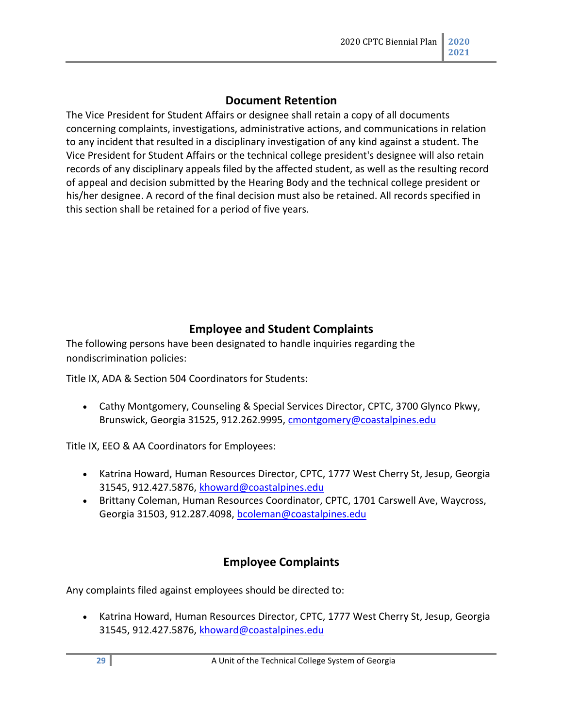## Document Retention

The Vice President for Student Affairs or designee shall retain a copy of all documents concerning complaints, investigations, administrative actions, and communications in relation to any incident that resulted in a disciplinary investigation of any kind against a student. The Vice President for Student Affairs or the technical college president's designee will also retain records of any disciplinary appeals filed by the affected student, as well as the resulting record of appeal and decision submitted by the Hearing Body and the technical college president or his/her designee. A record of the final decision must also be retained. All records specified in this section shall be retained for a period of five years.

## Employee and Student Complaints

The following persons have been designated to handle inquiries regarding the nondiscrimination policies:

Title IX, ADA & Section 504 Coordinators for Students:

- Cathy Montgomery, Counseling & Special Services Director, CPTC, 3700 Glynco Pkwy, Brunswick, Georgia 31525, 912.262.9995, cmontgomery@coastalpines.edu

Title IX, EEO & AA Coordinators for Employees:

- Katrina Howard, Human Resources Director, CPTC, 1777 West Cherry St, Jesup, Georgia 31545, 912.427.5876, khoward@coastalpines.edu
- Brittany Coleman, Human Resources Coordinator, CPTC, 1701 Carswell Ave, Waycross, Georgia 31503, 912.287.4098, bcoleman@coastalpines.edu

## Employee Complaints

Any complaints filed against employees should be directed to:

- Katrina Howard, Human Resources Director, CPTC, 1777 West Cherry St, Jesup, Georgia 31545, 912.427.5876, khoward@coastalpines.edu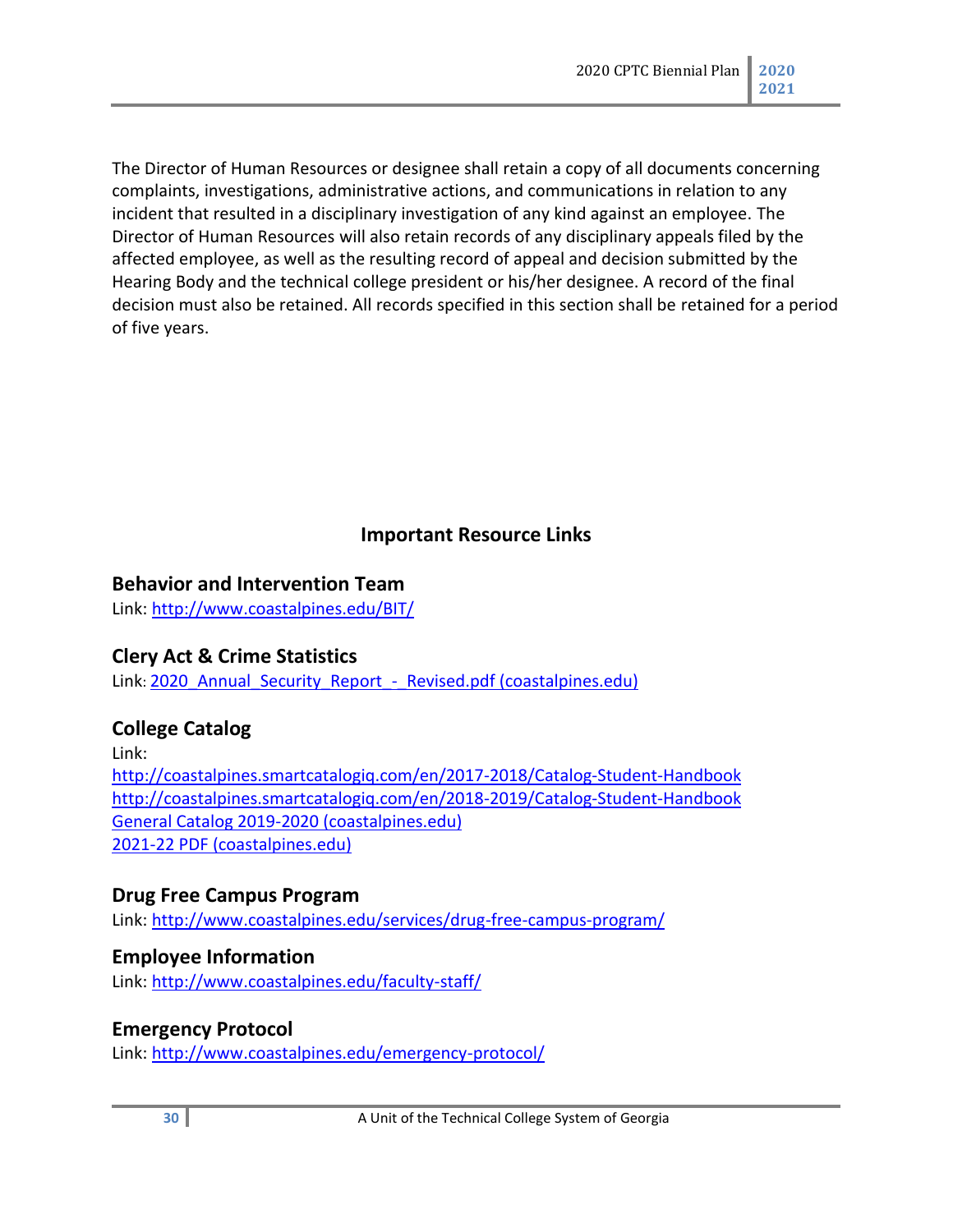The Director of Human Resources or designee shall retain a copy of all documents concerning complaints, investigations, administrative actions, and communications in relation to any incident that resulted in a disciplinary investigation of any kind against an employee. The Director of Human Resources will also retain records of any disciplinary appeals filed by the affected employee, as well as the resulting record of appeal and decision submitted by the Hearing Body and the technical college president or his/her designee. A record of the final decision must also be retained. All records specified in this section shall be retained for a period of five years.

## Important Resource Links

### Behavior and Intervention Team

Link: http://www.coastalpines.edu/BIT/

### Clery Act & Crime Statistics

Link: 2020_Annual_Security_Report_-_Revised.pdf (coastalpines.edu)

### College Catalog

Link:
http://coastalpines.smartcatalogiq.com/en/2017-2018/Catalog-Student-Handbook
http://coastalpines.smartcatalogiq.com/en/2018-2019/Catalog-Student-Handbook
General Catalog 2019-2020 (coastalpines.edu)
2021-22 PDF (coastalpines.edu)

### Drug Free Campus Program

Link: http://www.coastalpines.edu/services/drug-free-campus-program/

### Employee Information

Link: http://www.coastalpines.edu/faculty-staff/

### Emergency Protocol

Link: http://www.coastalpines.edu/emergency-protocol/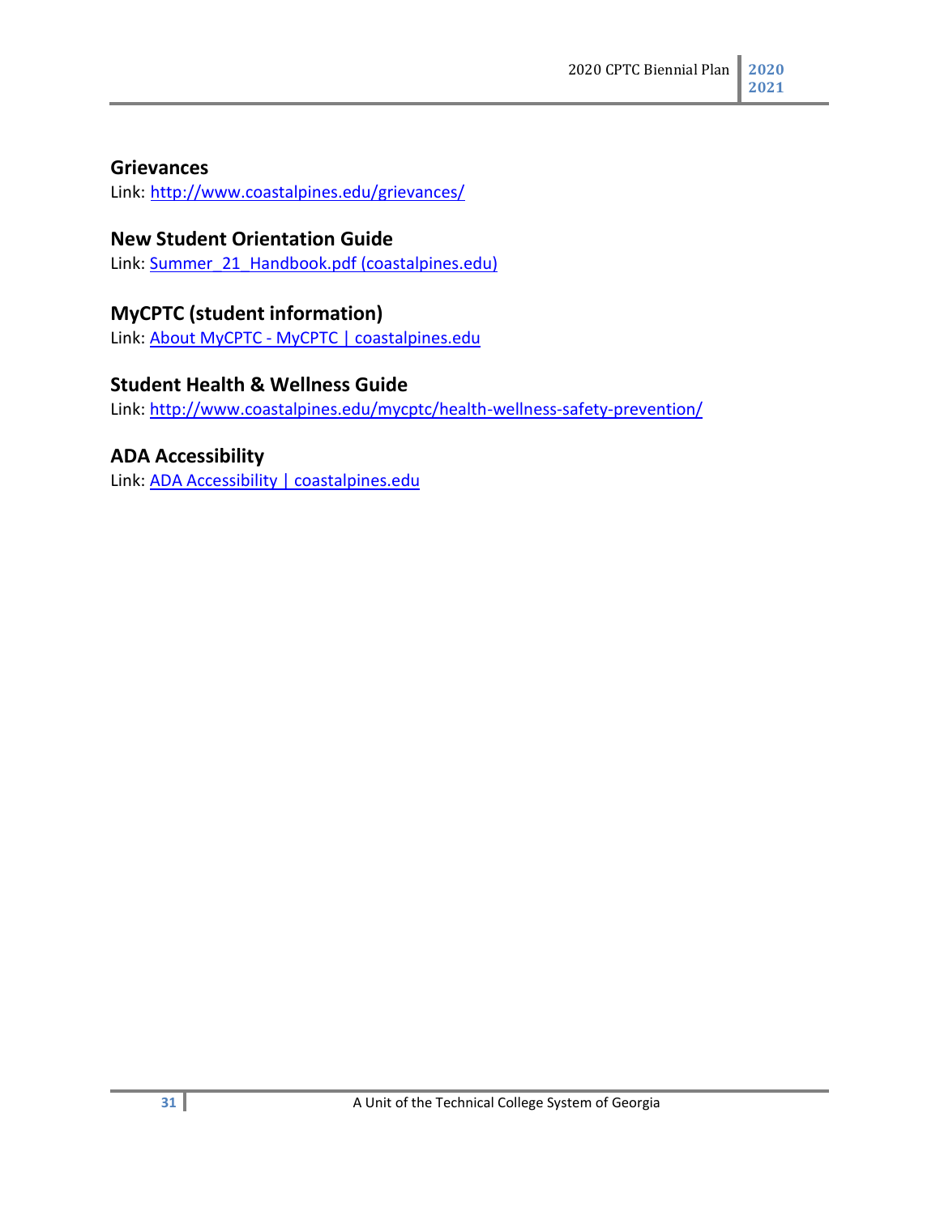## Grievances

Link: http://www.coastalpines.edu/grievances/

## New Student Orientation Guide

Link: Summer_21_Handbook.pdf (coastalpines.edu)

## MyCPTC (student information)

Link: About MyCPTC - MyCPTC | coastalpines.edu

## Student Health & Wellness Guide

Link: http://www.coastalpines.edu/mycptc/health-wellness-safety-prevention/

## ADA Accessibility

Link: ADA Accessibility | coastalpines.edu